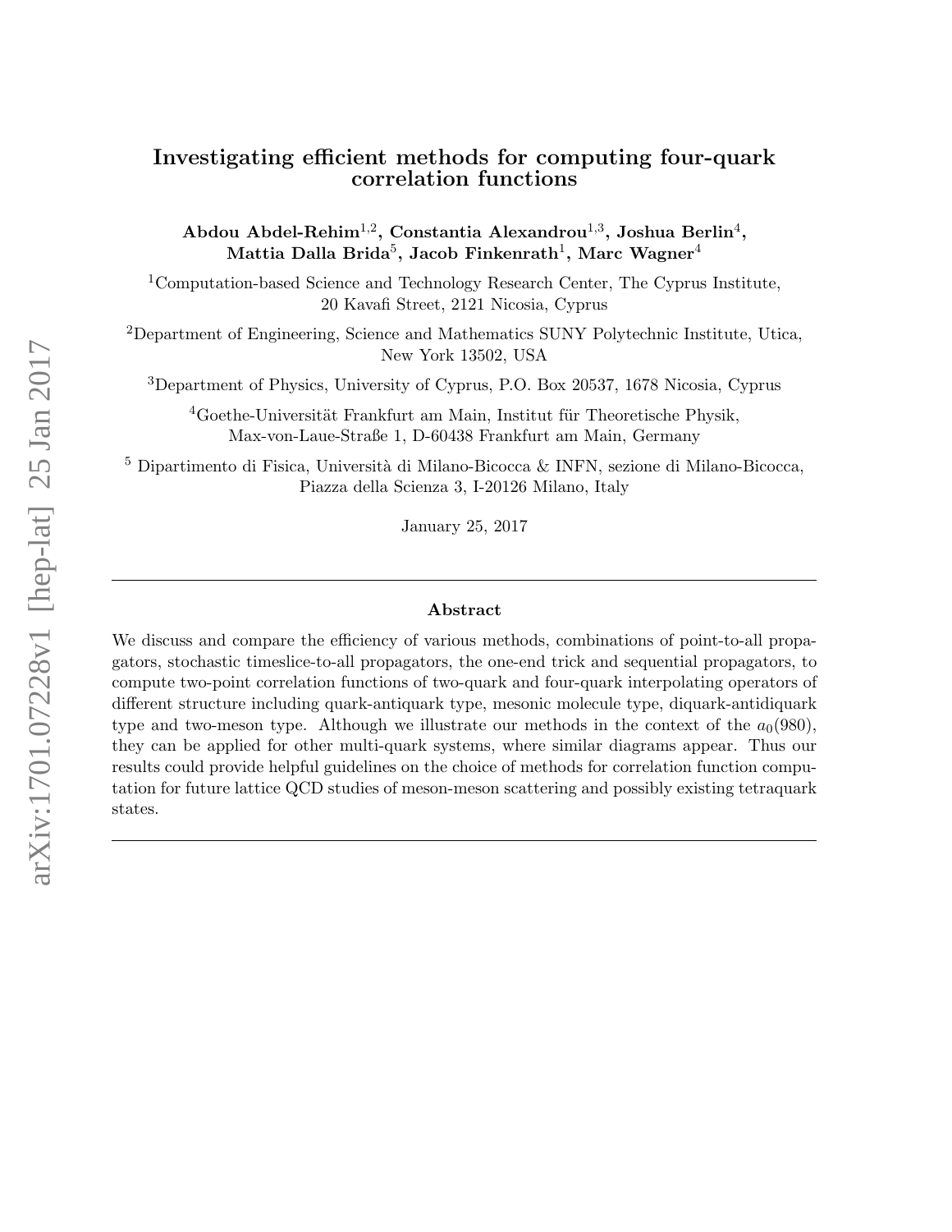#  Investigating efficient methods for computing four-quark correlation functions

**Abdou Abdel-Rehim**[1,2], **Constantia Alexandrou**[1,3], **Joshua Berlin**[4], **Mattia Dalla Brida**[5], **Jacob Finkenrath**[1], **Marc Wagner**[4]

[1]Computation-based Science and Technology Research Center, The Cyprus Institute, 20 Kavafi Street, 2121 Nicosia, Cyprus

[2]Department of Engineering, Science and Mathematics SUNY Polytechnic Institute, Utica, New York 13502, USA

[3]Department of Physics, University of Cyprus, P.O. Box 20537, 1678 Nicosia, Cyprus

[4]Goethe-Universität Frankfurt am Main, Institut für Theoretische Physik, Max-von-Laue-Straße 1, D-60438 Frankfurt am Main, Germany

[5] Dipartimento di Fisica, Università di Milano-Bicocca & INFN, sezione di Milano-Bicocca, Piazza della Scienza 3, I-20126 Milano, Italy

January 25, 2017

---

## Abstract

We discuss and compare the efficiency of various methods, combinations of point-to-all propagators, stochastic timeslice-to-all propagators, the one-end trick and sequential propagators, to compute two-point correlation functions of two-quark and four-quark interpolating operators of different structure including quark-antiquark type, mesonic molecule type, diquark-antidiquark type and two-meson type. Although we illustrate our methods in the context of the $a_0(980)$, they can be applied for other multi-quark systems, where similar diagrams appear. Thus our results could provide helpful guidelines on the choice of methods for correlation function computation for future lattice QCD studies of meson-meson scattering and possibly existing tetraquark states.

---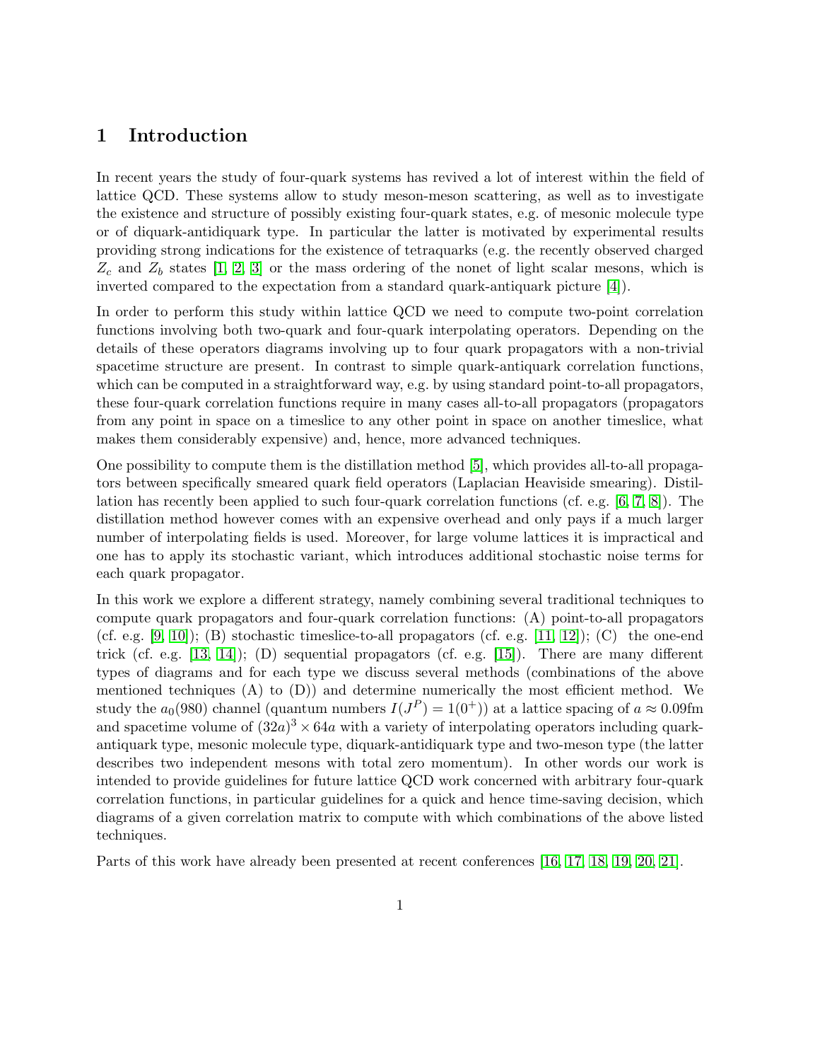# 1 Introduction

In recent years the study of four-quark systems has revived a lot of interest within the field of lattice QCD. These systems allow to study meson-meson scattering, as well as to investigate the existence and structure of possibly existing four-quark states, e.g. of mesonic molecule type or of diquark-antidiquark type. In particular the latter is motivated by experimental results providing strong indications for the existence of tetraquarks (e.g. the recently observed charged $Z_c$ and $Z_b$ states [1, 2, 3] or the mass ordering of the nonet of light scalar mesons, which is inverted compared to the expectation from a standard quark-antiquark picture [4]).

In order to perform this study within lattice QCD we need to compute two-point correlation functions involving both two-quark and four-quark interpolating operators. Depending on the details of these operators diagrams involving up to four quark propagators with a non-trivial spacetime structure are present. In contrast to simple quark-antiquark correlation functions, which can be computed in a straightforward way, e.g. by using standard point-to-all propagators, these four-quark correlation functions require in many cases all-to-all propagators (propagators from any point in space on a timeslice to any other point in space on another timeslice, what makes them considerably expensive) and, hence, more advanced techniques.

One possibility to compute them is the distillation method [5], which provides all-to-all propagators between specifically smeared quark field operators (Laplacian Heaviside smearing). Distillation has recently been applied to such four-quark correlation functions (cf. e.g. [6, 7, 8]). The distillation method however comes with an expensive overhead and only pays if a much larger number of interpolating fields is used. Moreover, for large volume lattices it is impractical and one has to apply its stochastic variant, which introduces additional stochastic noise terms for each quark propagator.

In this work we explore a different strategy, namely combining several traditional techniques to compute quark propagators and four-quark correlation functions: (A) point-to-all propagators (cf. e.g. [9, 10]); (B) stochastic timeslice-to-all propagators (cf. e.g. [11, 12]); (C) the one-end trick (cf. e.g. [13, 14]); (D) sequential propagators (cf. e.g. [15]). There are many different types of diagrams and for each type we discuss several methods (combinations of the above mentioned techniques (A) to (D)) and determine numerically the most efficient method. We study the $a_0(980)$ channel (quantum numbers $I(J^P) = 1(0^+)$) at a lattice spacing of $a \approx 0.09\text{fm}$ and spacetime volume of $(32a)^3 \times 64a$ with a variety of interpolating operators including quark-antiquark type, mesonic molecule type, diquark-antidiquark type and two-meson type (the latter describes two independent mesons with total zero momentum). In other words our work is intended to provide guidelines for future lattice QCD work concerned with arbitrary four-quark correlation functions, in particular guidelines for a quick and hence time-saving decision, which diagrams of a given correlation matrix to compute with which combinations of the above listed techniques.

Parts of this work have already been presented at recent conferences [16, 17, 18, 19, 20, 21].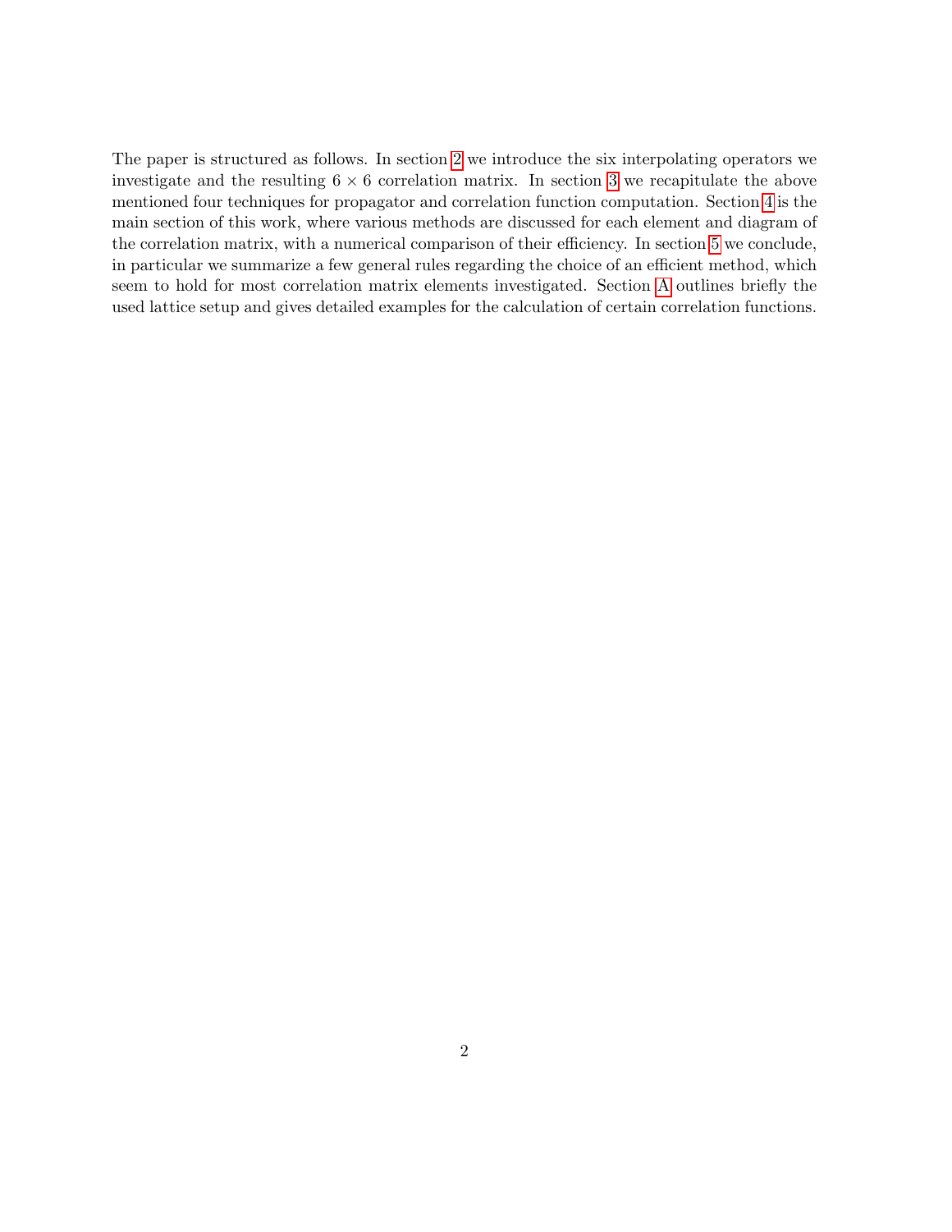The paper is structured as follows. In section 2 we introduce the six interpolating operators we investigate and the resulting $6 \times 6$ correlation matrix. In section 3 we recapitulate the above mentioned four techniques for propagator and correlation function computation. Section 4 is the main section of this work, where various methods are discussed for each element and diagram of the correlation matrix, with a numerical comparison of their efficiency. In section 5 we conclude, in particular we summarize a few general rules regarding the choice of an efficient method, which seem to hold for most correlation matrix elements investigated. Section A outlines briefly the used lattice setup and gives detailed examples for the calculation of certain correlation functions.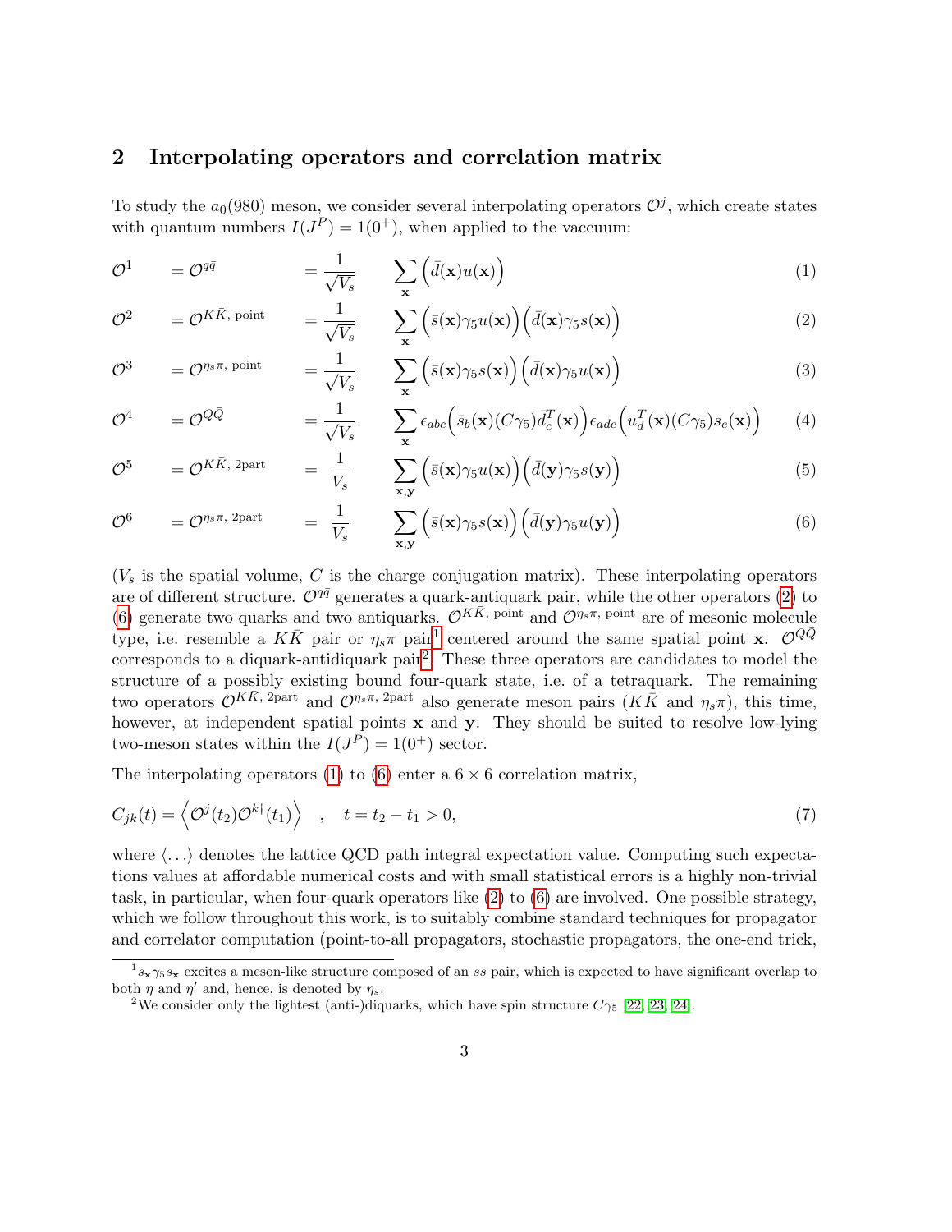## 2 Interpolating operators and correlation matrix

To study the $a_0(980)$ meson, we consider several interpolating operators $\mathcal{O}^j$, which create states with quantum numbers $I(J^P) = 1(0^+)$, when applied to the vaccuum:

$$\mathcal{O}^1 = \mathcal{O}^{q\bar{q}} = \frac{1}{\sqrt{V_s}} \sum_{\mathbf{x}} \Big(\bar{d}(\mathbf{x}) u(\mathbf{x})\Big) \tag{1}$$

$$\mathcal{O}^2 = \mathcal{O}^{K\bar{K},\text{ point}} = \frac{1}{\sqrt{V_s}} \sum_{\mathbf{x}} \Big(\bar{s}(\mathbf{x})\gamma_5 u(\mathbf{x})\Big)\Big(\bar{d}(\mathbf{x})\gamma_5 s(\mathbf{x})\Big) \tag{2}$$

$$\mathcal{O}^3 = \mathcal{O}^{\eta_s\pi,\text{ point}} = \frac{1}{\sqrt{V_s}} \sum_{\mathbf{x}} \Big(\bar{s}(\mathbf{x})\gamma_5 s(\mathbf{x})\Big)\Big(\bar{d}(\mathbf{x})\gamma_5 u(\mathbf{x})\Big) \tag{3}$$

$$\mathcal{O}^4 = \mathcal{O}^{Q\bar{Q}} = \frac{1}{\sqrt{V_s}} \sum_{\mathbf{x}} \epsilon_{abc}\Big(\bar{s}_b(\mathbf{x})(C\gamma_5)\bar{d}_c^T(\mathbf{x})\Big)\epsilon_{ade}\Big(u_d^T(\mathbf{x})(C\gamma_5)s_e(\mathbf{x})\Big) \tag{4}$$

$$\mathcal{O}^5 = \mathcal{O}^{K\bar{K},\text{ 2part}} = \frac{1}{V_s} \sum_{\mathbf{x},\mathbf{y}} \Big(\bar{s}(\mathbf{x})\gamma_5 u(\mathbf{x})\Big)\Big(\bar{d}(\mathbf{y})\gamma_5 s(\mathbf{y})\Big) \tag{5}$$

$$\mathcal{O}^6 = \mathcal{O}^{\eta_s\pi,\text{ 2part}} = \frac{1}{V_s} \sum_{\mathbf{x},\mathbf{y}} \Big(\bar{s}(\mathbf{x})\gamma_5 s(\mathbf{x})\Big)\Big(\bar{d}(\mathbf{y})\gamma_5 u(\mathbf{y})\Big) \tag{6}$$

($V_s$ is the spatial volume, $C$ is the charge conjugation matrix). These interpolating operators are of different structure. $\mathcal{O}^{q\bar{q}}$ generates a quark-antiquark pair, while the other operators (2) to (6) generate two quarks and two antiquarks. $\mathcal{O}^{K\bar{K},\text{ point}}$ and $\mathcal{O}^{\eta_s\pi,\text{ point}}$ are of mesonic molecule type, i.e. resemble a $K\bar{K}$ pair or $\eta_s\pi$ pair[1] centered around the same spatial point $\mathbf{x}$. $\mathcal{O}^{Q\bar{Q}}$ corresponds to a diquark-antidiquark pair[2]. These three operators are candidates to model the structure of a possibly existing bound four-quark state, i.e. of a tetraquark. The remaining two operators $\mathcal{O}^{K\bar{K},\text{ 2part}}$ and $\mathcal{O}^{\eta_s\pi,\text{ 2part}}$ also generate meson pairs ($K\bar{K}$ and $\eta_s\pi$), this time, however, at independent spatial points $\mathbf{x}$ and $\mathbf{y}$. They should be suited to resolve low-lying two-meson states within the $I(J^P) = 1(0^+)$ sector.

The interpolating operators (1) to (6) enter a $6 \times 6$ correlation matrix,

$$C_{jk}(t) = \Big\langle \mathcal{O}^j(t_2)\mathcal{O}^{k\dagger}(t_1)\Big\rangle \quad , \quad t = t_2 - t_1 > 0, \tag{7}$$

where $\langle \ldots \rangle$ denotes the lattice QCD path integral expectation value. Computing such expectations values at affordable numerical costs and with small statistical errors is a highly non-trivial task, in particular, when four-quark operators like (2) to (6) are involved. One possible strategy, which we follow throughout this work, is to suitably combine standard techniques for propagator and correlator computation (point-to-all propagators, stochastic propagators, the one-end trick,

[1] $\bar{s}_{\mathbf{x}}\gamma_5 s_{\mathbf{x}}$ excites a meson-like structure composed of an $s\bar{s}$ pair, which is expected to have significant overlap to both $\eta$ and $\eta'$ and, hence, is denoted by $\eta_s$.

[2] We consider only the lightest (anti-)diquarks, which have spin structure $C\gamma_5$ [22, 23, 24].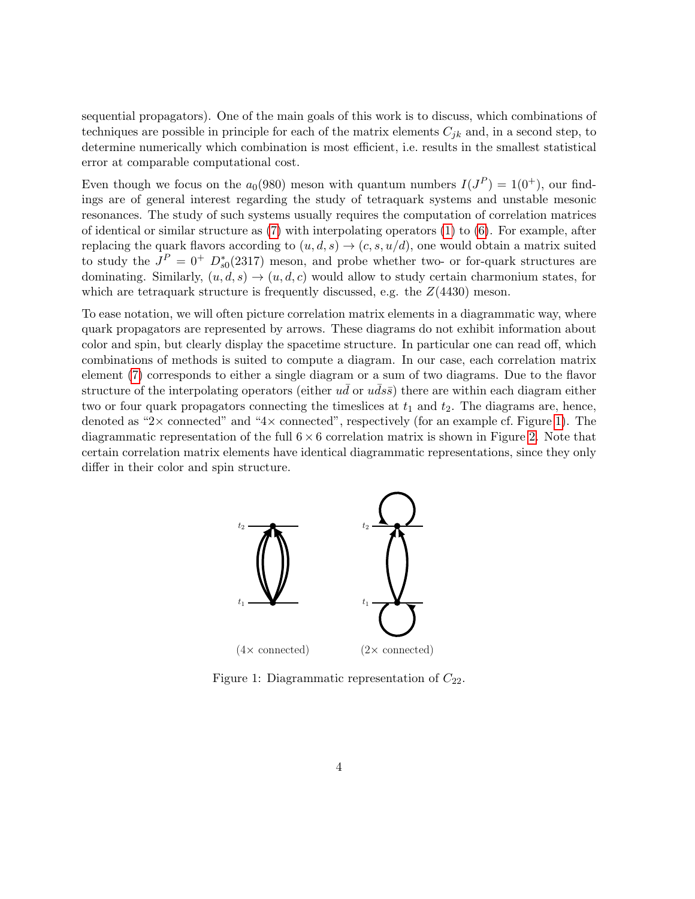sequential propagators). One of the main goals of this work is to discuss, which combinations of techniques are possible in principle for each of the matrix elements $C_{jk}$ and, in a second step, to determine numerically which combination is most efficient, i.e. results in the smallest statistical error at comparable computational cost.

Even though we focus on the $a_0(980)$ meson with quantum numbers $I(J^P) = 1(0^+)$, our findings are of general interest regarding the study of tetraquark systems and unstable mesonic resonances. The study of such systems usually requires the computation of correlation matrices of identical or similar structure as (7) with interpolating operators (1) to (6). For example, after replacing the quark flavors according to $(u, d, s) \to (c, s, u/d)$, one would obtain a matrix suited to study the $J^P = 0^+$ $D^*_{s0}(2317)$ meson, and probe whether two- or for-quark structures are dominating. Similarly, $(u, d, s) \to (u, d, c)$ would allow to study certain charmonium states, for which are tetraquark structure is frequently discussed, e.g. the $Z(4430)$ meson.

To ease notation, we will often picture correlation matrix elements in a diagrammatic way, where quark propagators are represented by arrows. These diagrams do not exhibit information about color and spin, but clearly display the spacetime structure. In particular one can read off, which combinations of methods is suited to compute a diagram. In our case, each correlation matrix element (7) corresponds to either a single diagram or a sum of two diagrams. Due to the flavor structure of the interpolating operators (either $u\bar{d}$ or $u\bar{d}s\bar{s}$) there are within each diagram either two or four quark propagators connecting the timeslices at $t_1$ and $t_2$. The diagrams are, hence, denoted as "2× connected" and "4× connected", respectively (for an example cf. Figure 1). The diagrammatic representation of the full $6 \times 6$ correlation matrix is shown in Figure 2. Note that certain correlation matrix elements have identical diagrammatic representations, since they only differ in their color and spin structure.

(4× connected) (2× connected)

Figure 1: Diagrammatic representation of $C_{22}$.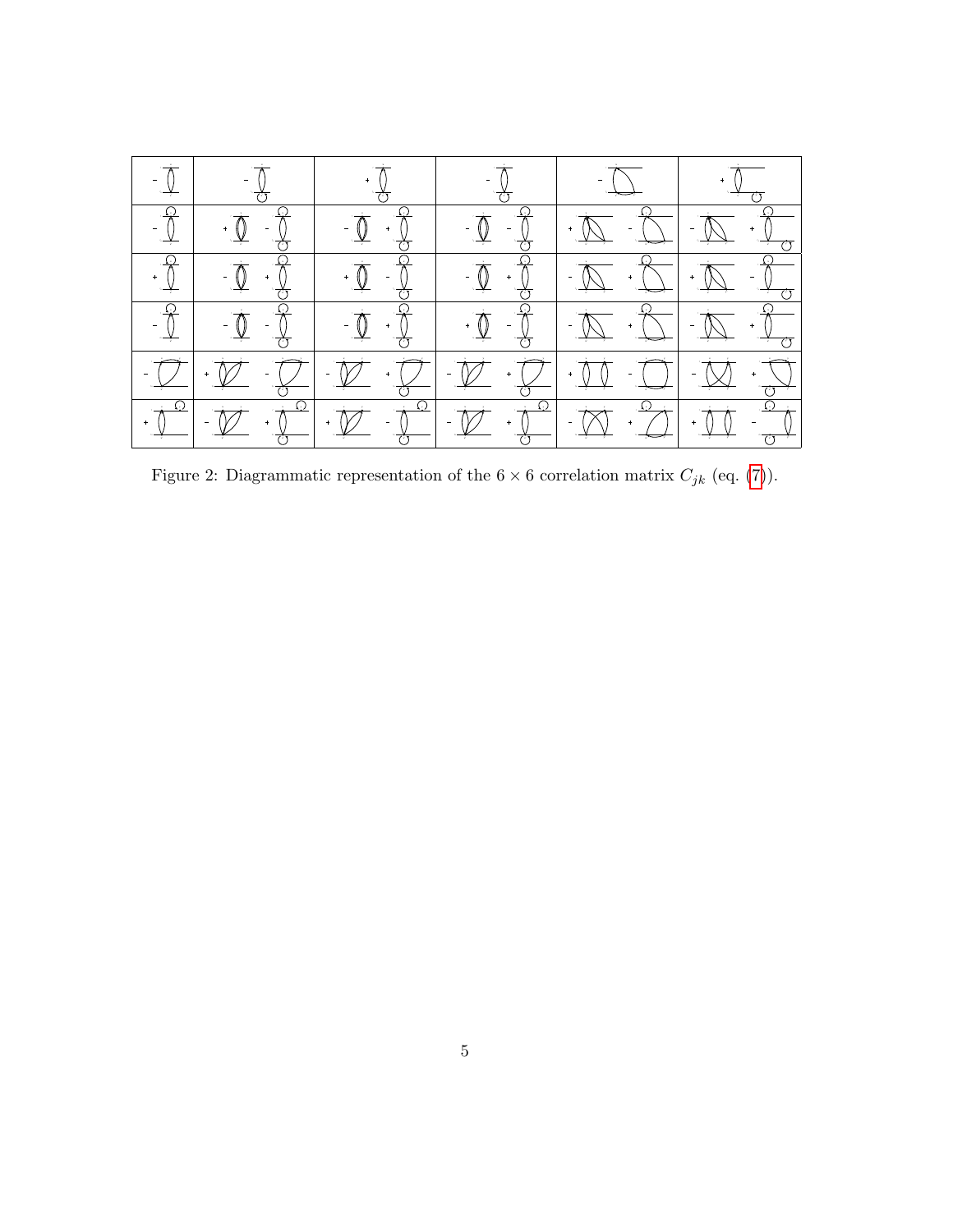Figure 2: Diagrammatic representation of the $6 \times 6$ correlation matrix $C_{jk}$ (eq. (7)).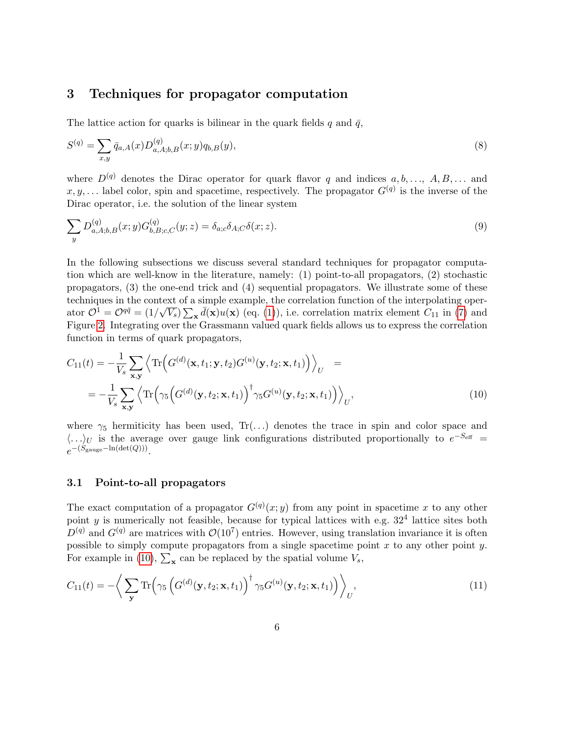## 3 Techniques for propagator computation

The lattice action for quarks is bilinear in the quark fields $q$ and $\bar{q}$,

$$S^{(q)} = \sum_{x,y} \bar{q}_{a,A}(x) D^{(q)}_{a,A;b,B}(x;y) q_{b,B}(y), \tag{8}$$

where $D^{(q)}$ denotes the Dirac operator for quark flavor $q$ and indices $a,b,\ldots$, $A,B,\ldots$ and $x,y,\ldots$ label color, spin and spacetime, respectively. The propagator $G^{(q)}$ is the inverse of the Dirac operator, i.e. the solution of the linear system

$$\sum_y D^{(q)}_{a,A;b,B}(x;y) G^{(q)}_{b,B;c,C}(y;z) = \delta_{a;c}\delta_{A;C}\delta(x;z). \tag{9}$$

In the following subsections we discuss several standard techniques for propagator computation which are well-know in the literature, namely: (1) point-to-all propagators, (2) stochastic propagators, (3) the one-end trick and (4) sequential propagators. We illustrate some of these techniques in the context of a simple example, the correlation function of the interpolating operator $\mathcal{O}^1 = \mathcal{O}^{q\bar{q}} = (1/\sqrt{V_s})\sum_{\mathbf{x}} \bar{d}(\mathbf{x}) u(\mathbf{x})$ (eq. (1)), i.e. correlation matrix element $C_{11}$ in (7) and Figure 2. Integrating over the Grassmann valued quark fields allows us to express the correlation function in terms of quark propagators,

$$\begin{aligned} C_{11}(t) = -\frac{1}{V_s}\sum_{\mathbf{x},\mathbf{y}} \Big\langle \mathrm{Tr}\Big(G^{(d)}(\mathbf{x},t_1;\mathbf{y},t_2) G^{(u)}(\mathbf{y},t_2;\mathbf{x},t_1)\Big)\Big\rangle_U &= \\ = -\frac{1}{V_s}\sum_{\mathbf{x},\mathbf{y}} \Big\langle \mathrm{Tr}\Big(\gamma_5 \Big(G^{(d)}(\mathbf{y},t_2;\mathbf{x},t_1)\Big)^\dagger \gamma_5 G^{(u)}(\mathbf{y},t_2;\mathbf{x},t_1)\Big)\Big\rangle_U, \end{aligned} \tag{10}$$

where $\gamma_5$ hermiticity has been used, $\mathrm{Tr}(\ldots)$ denotes the trace in spin and color space and $\langle\ldots\rangle_U$ is the average over gauge link configurations distributed proportionally to $e^{-S_\text{eff}} = e^{-(S_\text{gauge} - \ln(\det(Q)))}$.

### 3.1 Point-to-all propagators

The exact computation of a propagator $G^{(q)}(x;y)$ from any point in spacetime $x$ to any other point $y$ is numerically not feasible, because for typical lattices with e.g. $32^4$ lattice sites both $D^{(q)}$ and $G^{(q)}$ are matrices with $\mathcal{O}(10^7)$ entries. However, using translation invariance it is often possible to simply compute propagators from a single spacetime point $x$ to any other point $y$. For example in (10), $\sum_{\mathbf{x}}$ can be replaced by the spatial volume $V_s$,

$$C_{11}(t) = -\Big\langle \sum_{\mathbf{y}} \mathrm{Tr}\Big(\gamma_5 \Big(G^{(d)}(\mathbf{y},t_2;\mathbf{x},t_1)\Big)^\dagger \gamma_5 G^{(u)}(\mathbf{y},t_2;\mathbf{x},t_1)\Big)\Big\rangle_U, \tag{11}$$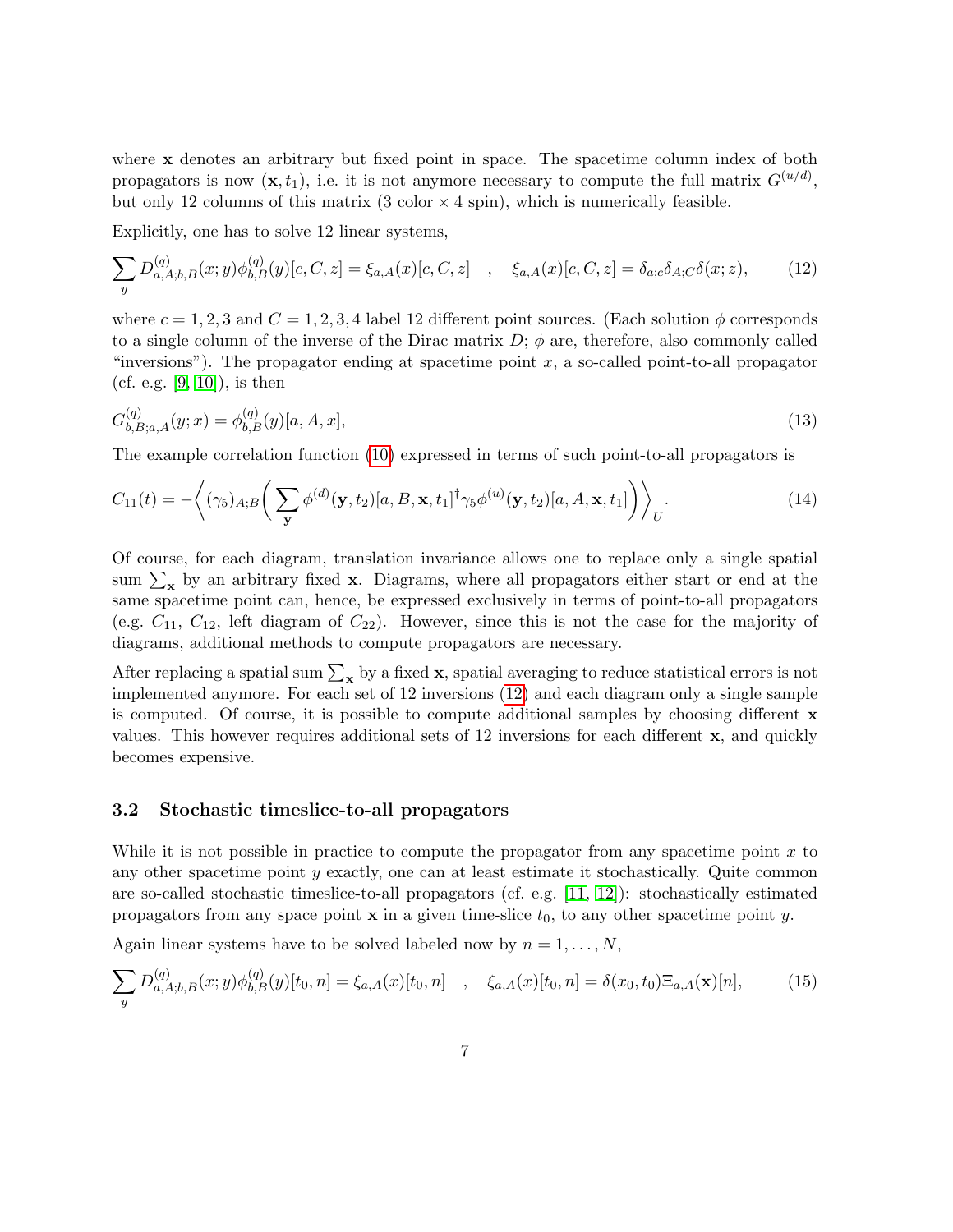where $\mathbf{x}$ denotes an arbitrary but fixed point in space. The spacetime column index of both propagators is now $(\mathbf{x}, t_1)$, i.e. it is not anymore necessary to compute the full matrix $G^{(u/d)}$, but only 12 columns of this matrix (3 color × 4 spin), which is numerically feasible.

Explicitly, one has to solve 12 linear systems,

$$\sum_y D^{(q)}_{a,A;b,B}(x;y)\phi^{(q)}_{b,B}(y)[c,C,z] = \xi_{a,A}(x)[c,C,z] \quad , \quad \xi_{a,A}(x)[c,C,z] = \delta_{a;c}\delta_{A;C}\delta(x;z), \tag{12}$$

where $c = 1,2,3$ and $C = 1,2,3,4$ label 12 different point sources. (Each solution $\phi$ corresponds to a single column of the inverse of the Dirac matrix $D$; $\phi$ are, therefore, also commonly called "inversions"). The propagator ending at spacetime point $x$, a so-called point-to-all propagator (cf. e.g. [9, 10]), is then

$$G^{(q)}_{b,B;a,A}(y;x) = \phi^{(q)}_{b,B}(y)[a,A,x], \tag{13}$$

The example correlation function (10) expressed in terms of such point-to-all propagators is

$$C_{11}(t) = -\left\langle (\gamma_5)_{A;B}\left(\sum_{\mathbf{y}} \phi^{(d)}(\mathbf{y},t_2)[a,B,\mathbf{x},t_1]^\dagger \gamma_5 \phi^{(u)}(\mathbf{y},t_2)[a,A,\mathbf{x},t_1]\right)\right\rangle_U. \tag{14}$$

Of course, for each diagram, translation invariance allows one to replace only a single spatial sum $\sum_{\mathbf{x}}$ by an arbitrary fixed $\mathbf{x}$. Diagrams, where all propagators either start or end at the same spacetime point can, hence, be expressed exclusively in terms of point-to-all propagators (e.g. $C_{11}$, $C_{12}$, left diagram of $C_{22}$). However, since this is not the case for the majority of diagrams, additional methods to compute propagators are necessary.

After replacing a spatial sum $\sum_{\mathbf{x}}$ by a fixed $\mathbf{x}$, spatial averaging to reduce statistical errors is not implemented anymore. For each set of 12 inversions (12) and each diagram only a single sample is computed. Of course, it is possible to compute additional samples by choosing different $\mathbf{x}$ values. This however requires additional sets of 12 inversions for each different $\mathbf{x}$, and quickly becomes expensive.

### 3.2 Stochastic timeslice-to-all propagators

While it is not possible in practice to compute the propagator from any spacetime point $x$ to any other spacetime point $y$ exactly, one can at least estimate it stochastically. Quite common are so-called stochastic timeslice-to-all propagators (cf. e.g. [11, 12]): stochastically estimated propagators from any space point $\mathbf{x}$ in a given time-slice $t_0$, to any other spacetime point $y$.

Again linear systems have to be solved labeled now by $n = 1, \ldots, N$,

$$\sum_y D^{(q)}_{a,A;b,B}(x;y)\phi^{(q)}_{b,B}(y)[t_0,n] = \xi_{a,A}(x)[t_0,n] \quad , \quad \xi_{a,A}(x)[t_0,n] = \delta(x_0,t_0)\Xi_{a,A}(\mathbf{x})[n], \tag{15}$$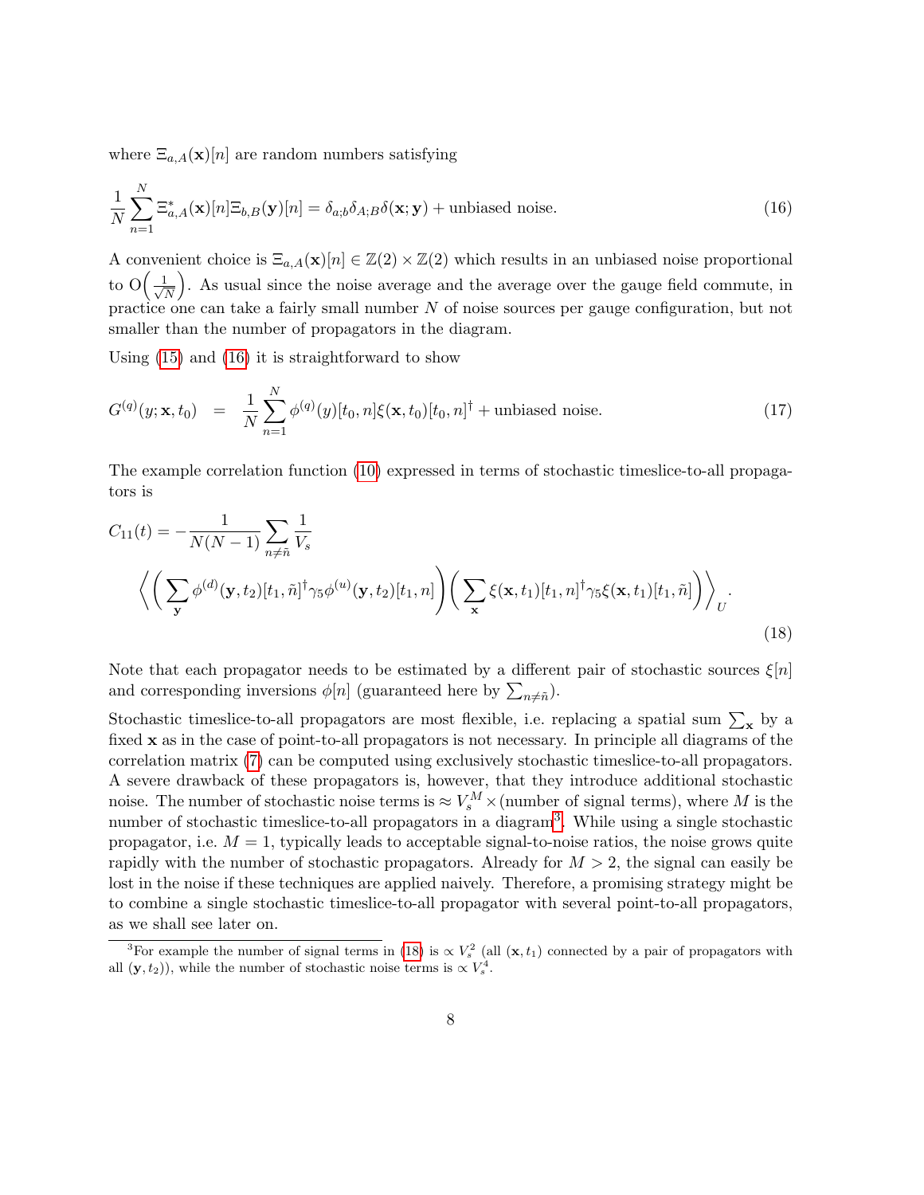where $\Xi_{a,A}(\mathbf{x})[n]$ are random numbers satisfying

$$\frac{1}{N}\sum_{n=1}^{N}\Xi^*_{a,A}(\mathbf{x})[n]\Xi_{b,B}(\mathbf{y})[n] = \delta_{a;b}\delta_{A;B}\delta(\mathbf{x};\mathbf{y}) + \text{unbiased noise.} \tag{16}$$

A convenient choice is $\Xi_{a,A}(\mathbf{x})[n] \in \mathbb{Z}(2)\times\mathbb{Z}(2)$ which results in an unbiased noise proportional to $\mathrm{O}\Big(\frac{1}{\sqrt{N}}\Big)$. As usual since the noise average and the average over the gauge field commute, in practice one can take a fairly small number $N$ of noise sources per gauge configuration, but not smaller than the number of propagators in the diagram.

Using (15) and (16) it is straightforward to show

$$G^{(q)}(y;\mathbf{x},t_0) \quad = \quad \frac{1}{N}\sum_{n=1}^{N}\phi^{(q)}(y)[t_0,n]\xi(\mathbf{x},t_0)[t_0,n]^\dagger + \text{unbiased noise.} \tag{17}$$

The example correlation function (10) expressed in terms of stochastic timeslice-to-all propagators is

$$C_{11}(t) = -\frac{1}{N(N-1)}\sum_{n\neq\tilde{n}}\frac{1}{V_s}$$
$$\left\langle\left(\sum_{\mathbf{y}}\phi^{(d)}(\mathbf{y},t_2)[t_1,\tilde{n}]^\dagger\gamma_5\phi^{(u)}(\mathbf{y},t_2)[t_1,n]\right)\left(\sum_{\mathbf{x}}\xi(\mathbf{x},t_1)[t_1,n]^\dagger\gamma_5\xi(\mathbf{x},t_1)[t_1,\tilde{n}]\right)\right\rangle_U. \tag{18}$$

Note that each propagator needs to be estimated by a different pair of stochastic sources $\xi[n]$ and corresponding inversions $\phi[n]$ (guaranteed here by $\sum_{n\neq\tilde{n}}$).

Stochastic timeslice-to-all propagators are most flexible, i.e. replacing a spatial sum $\sum_{\mathbf{x}}$ by a fixed $\mathbf{x}$ as in the case of point-to-all propagators is not necessary. In principle all diagrams of the correlation matrix (7) can be computed using exclusively stochastic timeslice-to-all propagators. A severe drawback of these propagators is, however, that they introduce additional stochastic noise. The number of stochastic noise terms is $\approx V_s^M \times$(number of signal terms), where $M$ is the number of stochastic timeslice-to-all propagators in a diagram[3]. While using a single stochastic propagator, i.e. $M = 1$, typically leads to acceptable signal-to-noise ratios, the noise grows quite rapidly with the number of stochastic propagators. Already for $M > 2$, the signal can easily be lost in the noise if these techniques are applied naively. Therefore, a promising strategy might be to combine a single stochastic timeslice-to-all propagator with several point-to-all propagators, as we shall see later on.

[3]For example the number of signal terms in (18) is $\propto V_s^2$ (all $(\mathbf{x},t_1)$ connected by a pair of propagators with all $(\mathbf{y},t_2)$), while the number of stochastic noise terms is $\propto V_s^4$.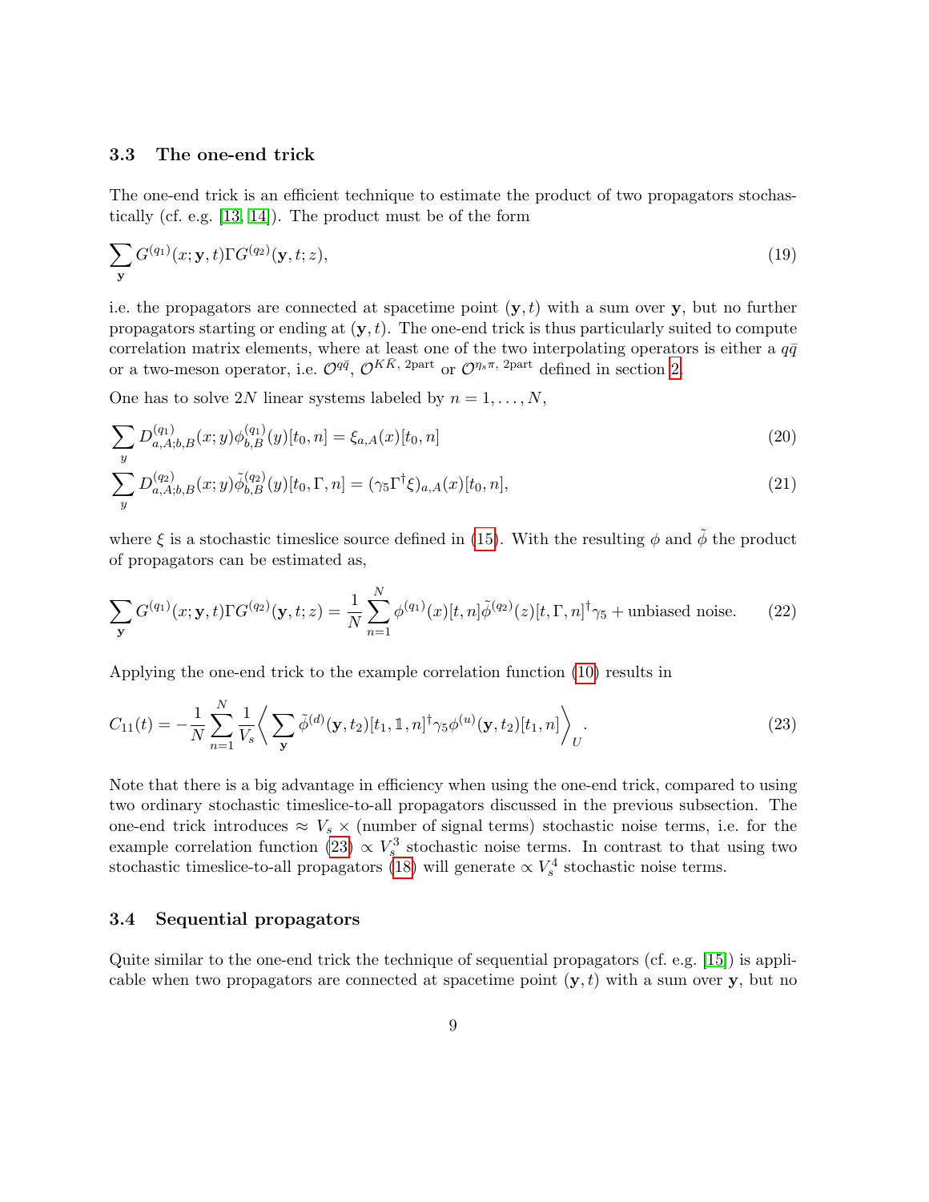### 3.3 The one-end trick

The one-end trick is an efficient technique to estimate the product of two propagators stochastically (cf. e.g. [13, 14]). The product must be of the form

$$\sum_{\mathbf{y}} G^{(q_1)}(x;\mathbf{y},t)\Gamma G^{(q_2)}(\mathbf{y},t;z), \tag{19}$$

i.e. the propagators are connected at spacetime point $(\mathbf{y},t)$ with a sum over $\mathbf{y}$, but no further propagators starting or ending at $(\mathbf{y},t)$. The one-end trick is thus particularly suited to compute correlation matrix elements, where at least one of the two interpolating operators is either a $q\bar{q}$ or a two-meson operator, i.e. $\mathcal{O}^{q\bar{q}}$, $\mathcal{O}^{K\bar{K},\text{ 2part}}$ or $\mathcal{O}^{\eta_s\pi,\text{ 2part}}$ defined in section 2.

One has to solve $2N$ linear systems labeled by $n = 1,\ldots,N$,

$$\sum_{y} D^{(q_1)}_{a,A;b,B}(x;y)\phi^{(q_1)}_{b,B}(y)[t_0,n] = \xi_{a,A}(x)[t_0,n] \tag{20}$$

$$\sum_{y} D^{(q_2)}_{a,A;b,B}(x;y)\tilde{\phi}^{(q_2)}_{b,B}(y)[t_0,\Gamma,n] = (\gamma_5\Gamma^\dagger\xi)_{a,A}(x)[t_0,n], \tag{21}$$

where $\xi$ is a stochastic timeslice source defined in (15). With the resulting $\phi$ and $\tilde{\phi}$ the product of propagators can be estimated as,

$$\sum_{\mathbf{y}} G^{(q_1)}(x;\mathbf{y},t)\Gamma G^{(q_2)}(\mathbf{y},t;z) = \frac{1}{N}\sum_{n=1}^{N}\phi^{(q_1)}(x)[t,n]\tilde{\phi}^{(q_2)}(z)[t,\Gamma,n]^\dagger\gamma_5 + \text{unbiased noise.} \tag{22}$$

Applying the one-end trick to the example correlation function (10) results in

$$C_{11}(t) = -\frac{1}{N}\sum_{n=1}^{N}\frac{1}{V_s}\bigg\langle\sum_{\mathbf{y}}\tilde{\phi}^{(d)}(\mathbf{y},t_2)[t_1,\mathbb{1},n]^\dagger\gamma_5\phi^{(u)}(\mathbf{y},t_2)[t_1,n]\bigg\rangle_U. \tag{23}$$

Note that there is a big advantage in efficiency when using the one-end trick, compared to using two ordinary stochastic timeslice-to-all propagators discussed in the previous subsection. The one-end trick introduces $\approx V_s \times$ (number of signal terms) stochastic noise terms, i.e. for the example correlation function (23) $\propto V_s^3$ stochastic noise terms. In contrast to that using two stochastic timeslice-to-all propagators (18) will generate $\propto V_s^4$ stochastic noise terms.

### 3.4 Sequential propagators

Quite similar to the one-end trick the technique of sequential propagators (cf. e.g. [15]) is applicable when two propagators are connected at spacetime point $(\mathbf{y},t)$ with a sum over $\mathbf{y}$, but no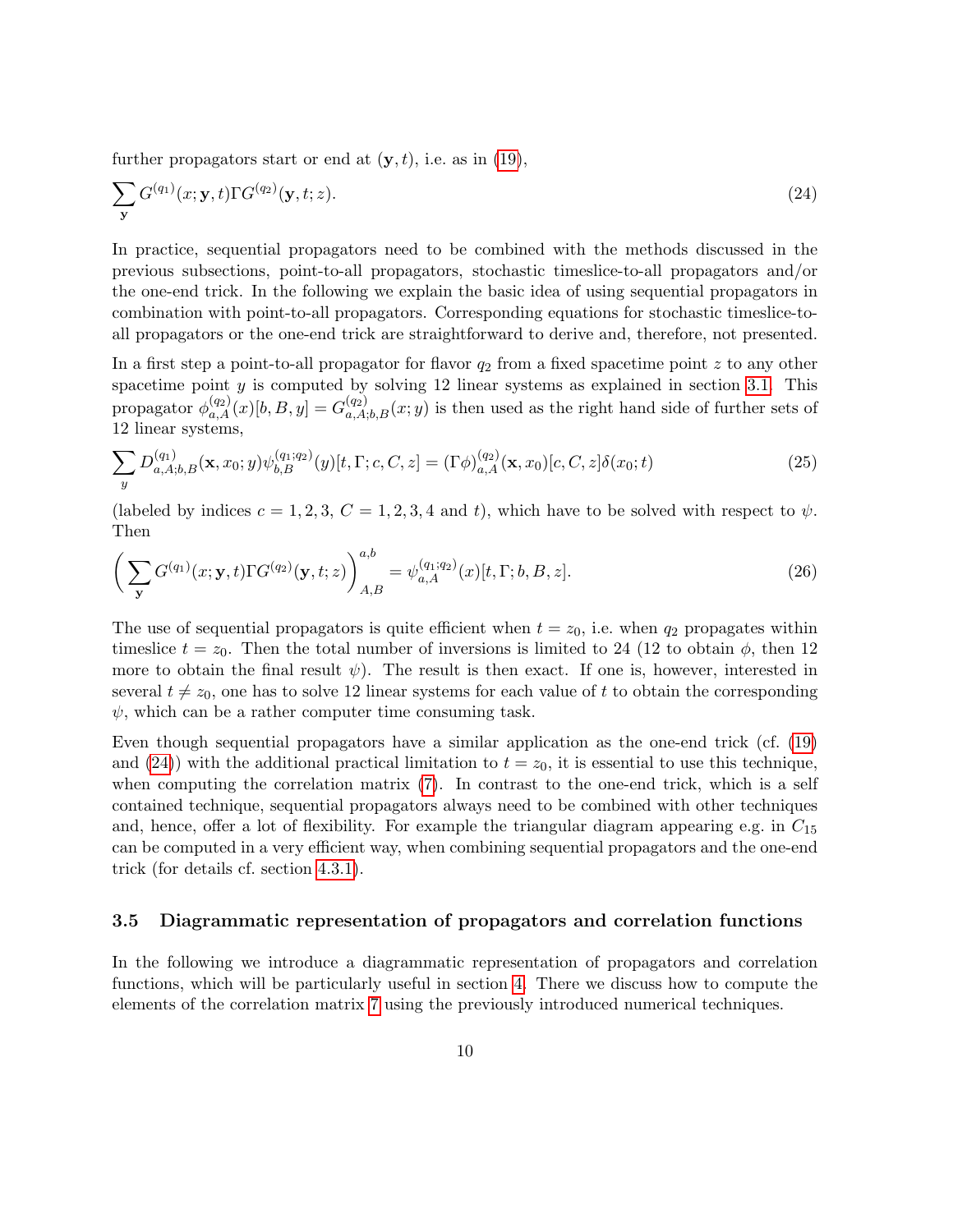further propagators start or end at $(\mathbf{y}, t)$, i.e. as in (19),

$$\sum_{\mathbf{y}} G^{(q_1)}(x; \mathbf{y}, t) \Gamma G^{(q_2)}(\mathbf{y}, t; z). \tag{24}$$

In practice, sequential propagators need to be combined with the methods discussed in the previous subsections, point-to-all propagators, stochastic timeslice-to-all propagators and/or the one-end trick. In the following we explain the basic idea of using sequential propagators in combination with point-to-all propagators. Corresponding equations for stochastic timeslice-to-all propagators or the one-end trick are straightforward to derive and, therefore, not presented.

In a first step a point-to-all propagator for flavor $q_2$ from a fixed spacetime point $z$ to any other spacetime point $y$ is computed by solving 12 linear systems as explained in section 3.1. This propagator $\phi^{(q_2)}_{a,A}(x)[b, B, y] = G^{(q_2)}_{a,A;b,B}(x; y)$ is then used as the right hand side of further sets of 12 linear systems,

$$\sum_{y} D^{(q_1)}_{a,A;b,B}(\mathbf{x}, x_0; y) \psi^{(q_1;q_2)}_{b,B}(y)[t, \Gamma; c, C, z] = (\Gamma \phi)^{(q_2)}_{a,A}(\mathbf{x}, x_0)[c, C, z] \delta(x_0; t) \tag{25}$$

(labeled by indices $c = 1, 2, 3$, $C = 1, 2, 3, 4$ and $t$), which have to be solved with respect to $\psi$. Then

$$\left( \sum_{\mathbf{y}} G^{(q_1)}(x; \mathbf{y}, t) \Gamma G^{(q_2)}(\mathbf{y}, t; z) \right)^{a,b}_{A,B} = \psi^{(q_1;q_2)}_{a,A}(x)[t, \Gamma; b, B, z]. \tag{26}$$

The use of sequential propagators is quite efficient when $t = z_0$, i.e. when $q_2$ propagates within timeslice $t = z_0$. Then the total number of inversions is limited to 24 (12 to obtain $\phi$, then 12 more to obtain the final result $\psi$). The result is then exact. If one is, however, interested in several $t \neq z_0$, one has to solve 12 linear systems for each value of $t$ to obtain the corresponding $\psi$, which can be a rather computer time consuming task.

Even though sequential propagators have a similar application as the one-end trick (cf. (19) and (24)) with the additional practical limitation to $t = z_0$, it is essential to use this technique, when computing the correlation matrix (7). In contrast to the one-end trick, which is a self contained technique, sequential propagators always need to be combined with other techniques and, hence, offer a lot of flexibility. For example the triangular diagram appearing e.g. in $C_{15}$ can be computed in a very efficient way, when combining sequential propagators and the one-end trick (for details cf. section 4.3.1).

### 3.5 Diagrammatic representation of propagators and correlation functions

In the following we introduce a diagrammatic representation of propagators and correlation functions, which will be particularly useful in section 4. There we discuss how to compute the elements of the correlation matrix 7 using the previously introduced numerical techniques.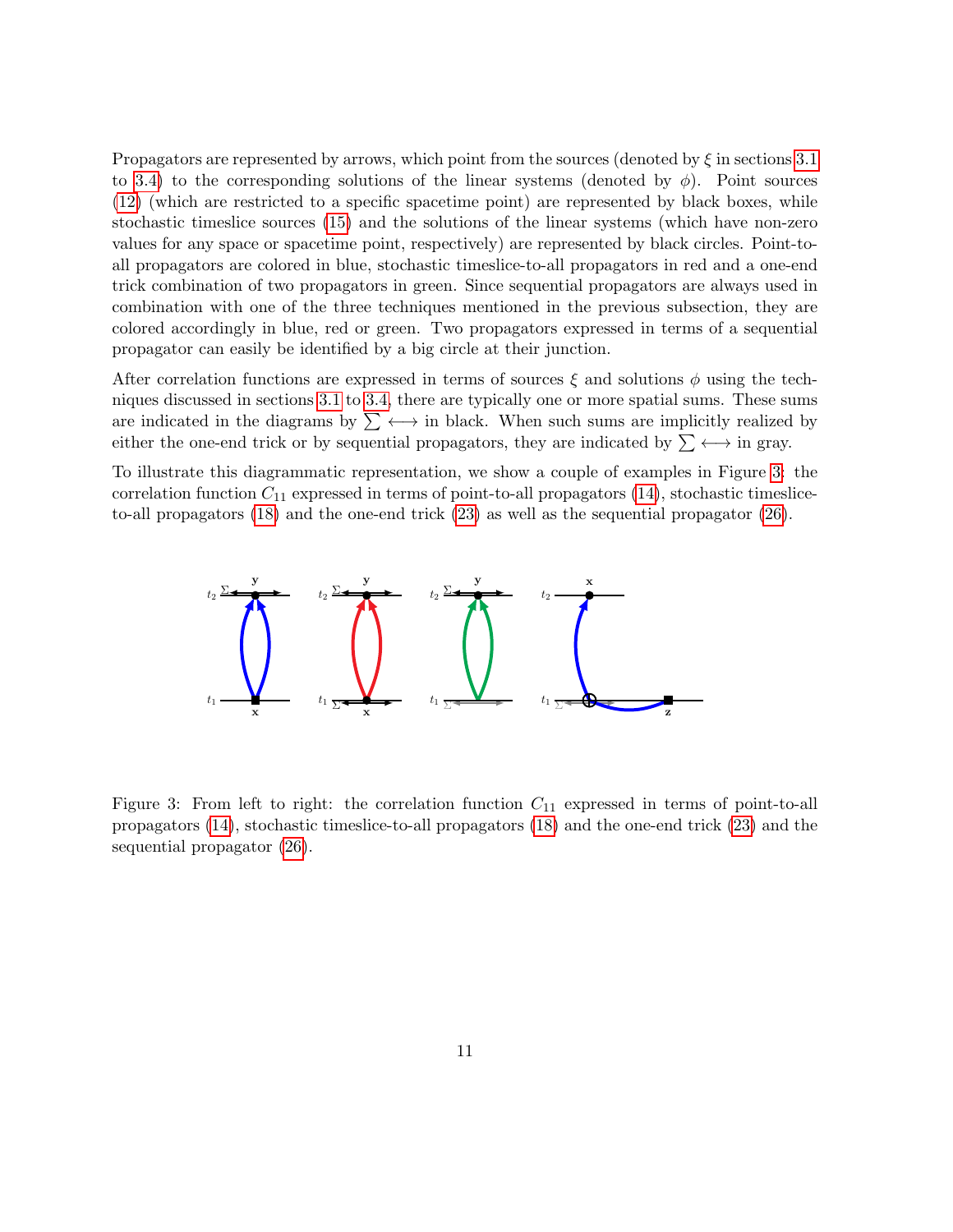Propagators are represented by arrows, which point from the sources (denoted by $\xi$ in sections 3.1 to 3.4) to the corresponding solutions of the linear systems (denoted by $\phi$). Point sources (12) (which are restricted to a specific spacetime point) are represented by black boxes, while stochastic timeslice sources (15) and the solutions of the linear systems (which have non-zero values for any space or spacetime point, respectively) are represented by black circles. Point-to-all propagators are colored in blue, stochastic timeslice-to-all propagators in red and a one-end trick combination of two propagators in green. Since sequential propagators are always used in combination with one of the three techniques mentioned in the previous subsection, they are colored accordingly in blue, red or green. Two propagators expressed in terms of a sequential propagator can easily be identified by a big circle at their junction.

After correlation functions are expressed in terms of sources $\xi$ and solutions $\phi$ using the techniques discussed in sections 3.1 to 3.4, there are typically one or more spatial sums. These sums are indicated in the diagrams by $\sum \longleftrightarrow$ in black. When such sums are implicitly realized by either the one-end trick or by sequential propagators, they are indicated by $\sum \longleftrightarrow$ in gray.

To illustrate this diagrammatic representation, we show a couple of examples in Figure 3: the correlation function $C_{11}$ expressed in terms of point-to-all propagators (14), stochastic timeslice-to-all propagators (18) and the one-end trick (23) as well as the sequential propagator (26).

Figure 3: From left to right: the correlation function $C_{11}$ expressed in terms of point-to-all propagators (14), stochastic timeslice-to-all propagators (18) and the one-end trick (23) and the sequential propagator (26).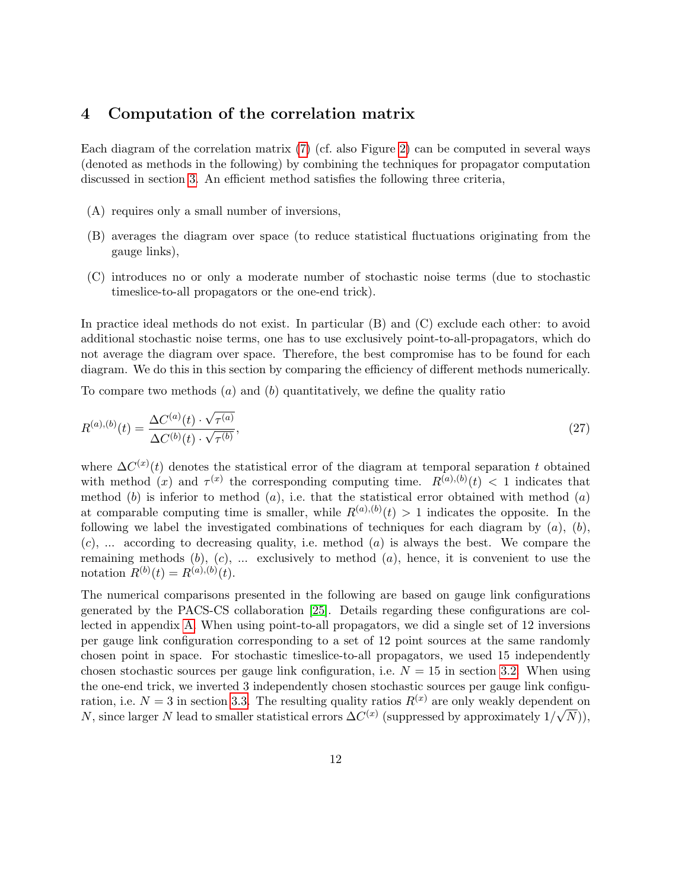## 4 Computation of the correlation matrix

Each diagram of the correlation matrix (7) (cf. also Figure 2) can be computed in several ways (denoted as methods in the following) by combining the techniques for propagator computation discussed in section 3. An efficient method satisfies the following three criteria,

(A) requires only a small number of inversions,

(B) averages the diagram over space (to reduce statistical fluctuations originating from the gauge links),

(C) introduces no or only a moderate number of stochastic noise terms (due to stochastic timeslice-to-all propagators or the one-end trick).

In practice ideal methods do not exist. In particular (B) and (C) exclude each other: to avoid additional stochastic noise terms, one has to use exclusively point-to-all-propagators, which do not average the diagram over space. Therefore, the best compromise has to be found for each diagram. We do this in this section by comparing the efficiency of different methods numerically.

To compare two methods $(a)$ and $(b)$ quantitatively, we define the quality ratio

$$R^{(a),(b)}(t) = \frac{\Delta C^{(a)}(t) \cdot \sqrt{\tau^{(a)}}}{\Delta C^{(b)}(t) \cdot \sqrt{\tau^{(b)}}}, \tag{27}$$

where $\Delta C^{(x)}(t)$ denotes the statistical error of the diagram at temporal separation $t$ obtained with method $(x)$ and $\tau^{(x)}$ the corresponding computing time. $R^{(a),(b)}(t) < 1$ indicates that method $(b)$ is inferior to method $(a)$, i.e. that the statistical error obtained with method $(a)$ at comparable computing time is smaller, while $R^{(a),(b)}(t) > 1$ indicates the opposite. In the following we label the investigated combinations of techniques for each diagram by $(a)$, $(b)$, $(c)$, ... according to decreasing quality, i.e. method $(a)$ is always the best. We compare the remaining methods $(b)$, $(c)$, ... exclusively to method $(a)$, hence, it is convenient to use the notation $R^{(b)}(t) = R^{(a),(b)}(t)$.

The numerical comparisons presented in the following are based on gauge link configurations generated by the PACS-CS collaboration [25]. Details regarding these configurations are collected in appendix A. When using point-to-all propagators, we did a single set of 12 inversions per gauge link configuration corresponding to a set of 12 point sources at the same randomly chosen point in space. For stochastic timeslice-to-all propagators, we used 15 independently chosen stochastic sources per gauge link configuration, i.e. $N = 15$ in section 3.2. When using the one-end trick, we inverted 3 independently chosen stochastic sources per gauge link configuration, i.e. $N = 3$ in section 3.3. The resulting quality ratios $R^{(x)}$ are only weakly dependent on $N$, since larger $N$ lead to smaller statistical errors $\Delta C^{(x)}$ (suppressed by approximately $1/\sqrt{N}$)),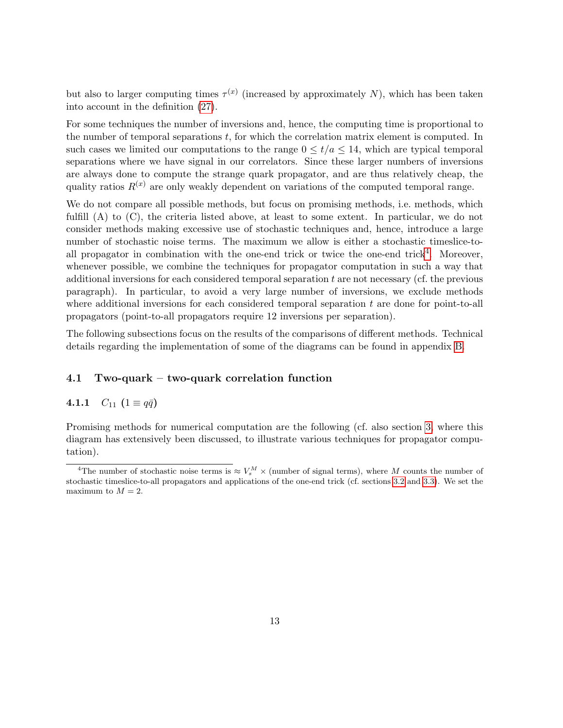but also to larger computing times $\tau^{(x)}$ (increased by approximately $N$), which has been taken into account in the definition (27).

For some techniques the number of inversions and, hence, the computing time is proportional to the number of temporal separations $t$, for which the correlation matrix element is computed. In such cases we limited our computations to the range $0 \leq t/a \leq 14$, which are typical temporal separations where we have signal in our correlators. Since these larger numbers of inversions are always done to compute the strange quark propagator, and are thus relatively cheap, the quality ratios $R^{(x)}$ are only weakly dependent on variations of the computed temporal range.

We do not compare all possible methods, but focus on promising methods, i.e. methods, which fulfill (A) to (C), the criteria listed above, at least to some extent. In particular, we do not consider methods making excessive use of stochastic techniques and, hence, introduce a large number of stochastic noise terms. The maximum we allow is either a stochastic timeslice-to-all propagator in combination with the one-end trick or twice the one-end trick[4]. Moreover, whenever possible, we combine the techniques for propagator computation in such a way that additional inversions for each considered temporal separation $t$ are not necessary (cf. the previous paragraph). In particular, to avoid a very large number of inversions, we exclude methods where additional inversions for each considered temporal separation $t$ are done for point-to-all propagators (point-to-all propagators require 12 inversions per separation).

The following subsections focus on the results of the comparisons of different methods. Technical details regarding the implementation of some of the diagrams can be found in appendix B.

### 4.1 Two-quark – two-quark correlation function

#### 4.1.1 $C_{11}$ ($1 \equiv q\bar{q}$)

Promising methods for numerical computation are the following (cf. also section 3, where this diagram has extensively been discussed, to illustrate various techniques for propagator computation).

---

[4] The number of stochastic noise terms is $\approx V_s^M \times$ (number of signal terms), where $M$ counts the number of stochastic timeslice-to-all propagators and applications of the one-end trick (cf. sections 3.2 and 3.3). We set the maximum to $M = 2$.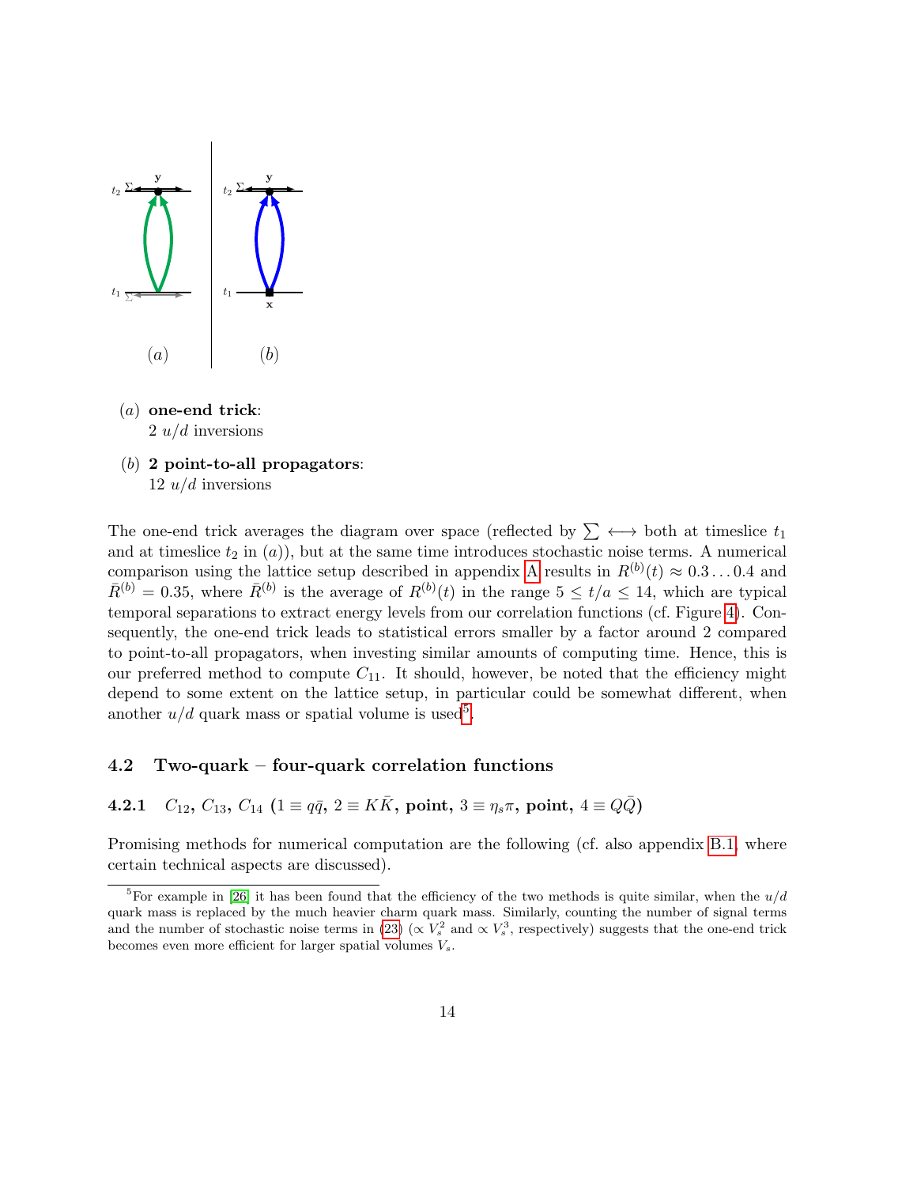(a) **one-end trick**:
$2\ u/d$ inversions

(b) **2 point-to-all propagators**:
$12\ u/d$ inversions

The one-end trick averages the diagram over space (reflected by $\sum \longleftrightarrow$ both at timeslice $t_1$ and at timeslice $t_2$ in $(a)$), but at the same time introduces stochastic noise terms. A numerical comparison using the lattice setup described in appendix A results in $R^{(b)}(t) \approx 0.3 \ldots 0.4$ and $\bar{R}^{(b)} = 0.35$, where $\bar{R}^{(b)}$ is the average of $R^{(b)}(t)$ in the range $5 \leq t/a \leq 14$, which are typical temporal separations to extract energy levels from our correlation functions (cf. Figure 4). Consequently, the one-end trick leads to statistical errors smaller by a factor around 2 compared to point-to-all propagators, when investing similar amounts of computing time. Hence, this is our preferred method to compute $C_{11}$. It should, however, be noted that the efficiency might depend to some extent on the lattice setup, in particular could be somewhat different, when another $u/d$ quark mass or spatial volume is used[5].

### 4.2 Two-quark – four-quark correlation functions

#### 4.2.1 $C_{12}$, $C_{13}$, $C_{14}$ ($1 \equiv q\bar{q}$, $2 \equiv K\bar{K}$, point, $3 \equiv \eta_s\pi$, point, $4 \equiv Q\bar{Q}$)

Promising methods for numerical computation are the following (cf. also appendix B.1, where certain technical aspects are discussed).

---

[5] For example in [26] it has been found that the efficiency of the two methods is quite similar, when the $u/d$ quark mass is replaced by the much heavier charm quark mass. Similarly, counting the number of signal terms and the number of stochastic noise terms in (23) ($\propto V_s^2$ and $\propto V_s^3$, respectively) suggests that the one-end trick becomes even more efficient for larger spatial volumes $V_s$.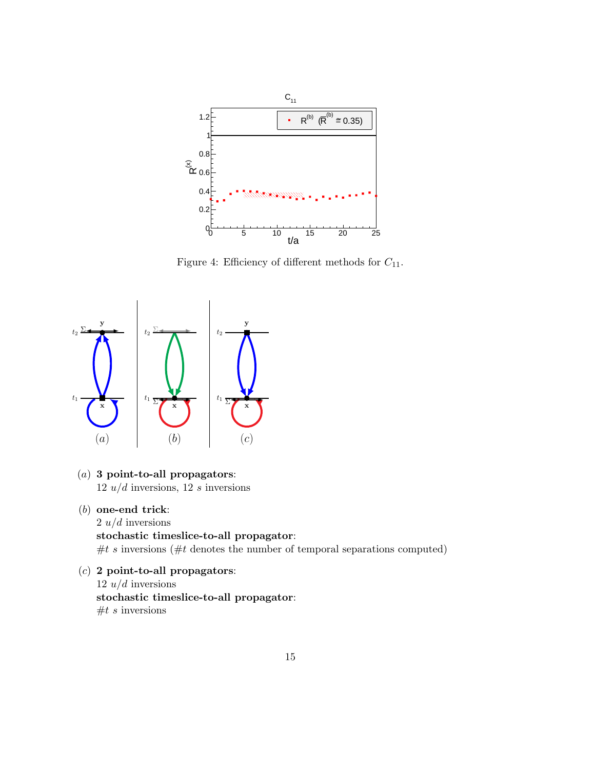Figure 4: Efficiency of different methods for $C_{11}$.

(a) **3 point-to-all propagators**:
12 $u/d$ inversions, 12 $s$ inversions

(b) **one-end trick**:
2 $u/d$ inversions
**stochastic timeslice-to-all propagator**:
$\#t$ $s$ inversions ($\#t$ denotes the number of temporal separations computed)

(c) **2 point-to-all propagators**:
12 $u/d$ inversions
**stochastic timeslice-to-all propagator**:
$\#t$ $s$ inversions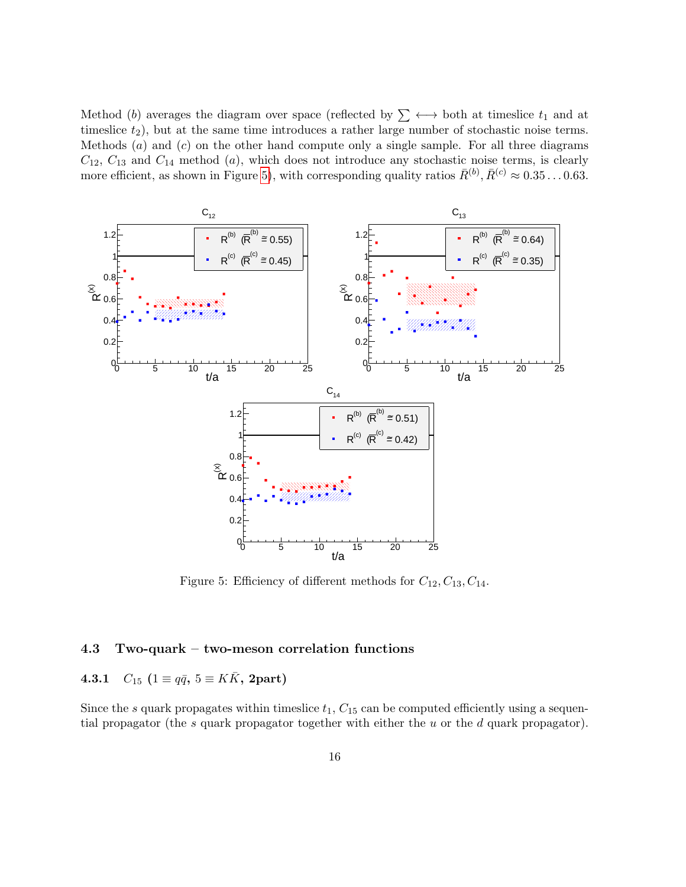Method $(b)$ averages the diagram over space (reflected by $\sum \longleftrightarrow$ both at timeslice $t_1$ and at timeslice $t_2$), but at the same time introduces a rather large number of stochastic noise terms. Methods $(a)$ and $(c)$ on the other hand compute only a single sample. For all three diagrams $C_{12}$, $C_{13}$ and $C_{14}$ method $(a)$, which does not introduce any stochastic noise terms, is clearly more efficient, as shown in Figure 5), with corresponding quality ratios $\bar{R}^{(b)}, \bar{R}^{(c)} \approx 0.35 \ldots 0.63$.

Figure 5: Efficiency of different methods for $C_{12}, C_{13}, C_{14}$.

### 4.3 Two-quark – two-meson correlation functions

#### 4.3.1 $C_{15}$ ($1 \equiv q\bar{q}$, $5 \equiv K\bar{K}$, 2part)

Since the $s$ quark propagates within timeslice $t_1$, $C_{15}$ can be computed efficiently using a sequential propagator (the $s$ quark propagator together with either the $u$ or the $d$ quark propagator).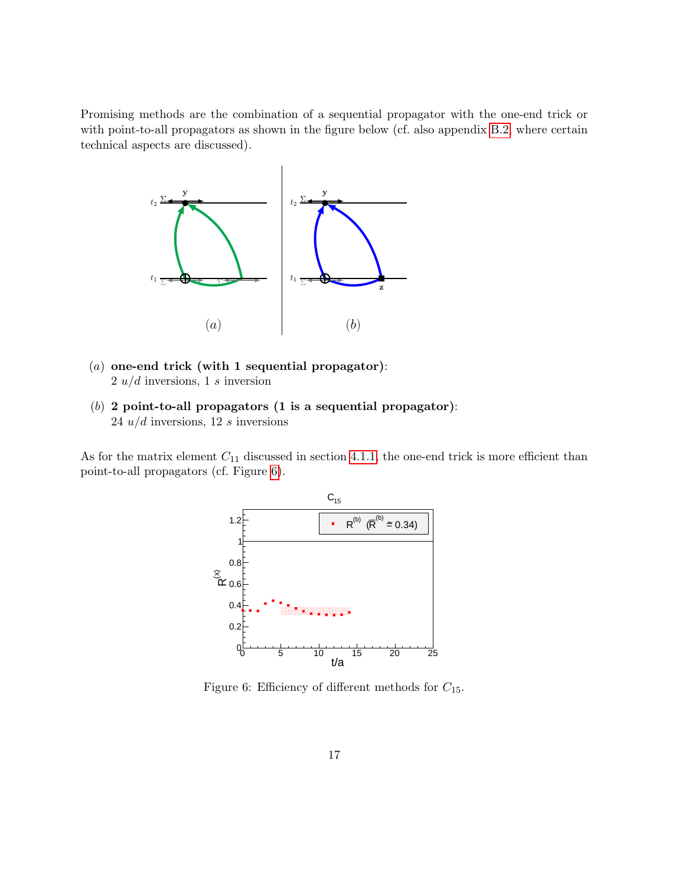Promising methods are the combination of a sequential propagator with the one-end trick or with point-to-all propagators as shown in the figure below (cf. also appendix B.2, where certain technical aspects are discussed).

(a) **one-end trick (with 1 sequential propagator)**:
2 $u/d$ inversions, 1 $s$ inversion

(b) **2 point-to-all propagators (1 is a sequential propagator)**:
24 $u/d$ inversions, 12 $s$ inversions

As for the matrix element $C_{11}$ discussed in section 4.1.1, the one-end trick is more efficient than point-to-all propagators (cf. Figure 6).

Figure 6: Efficiency of different methods for $C_{15}$.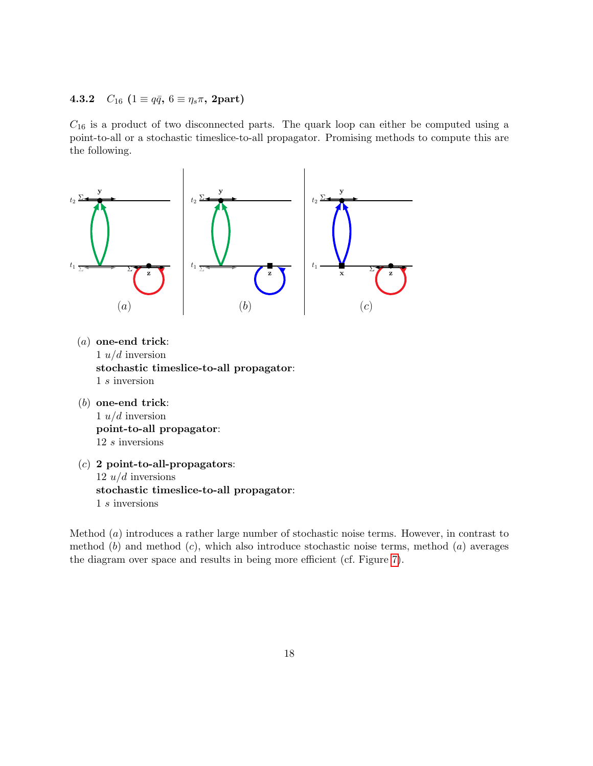#### 4.3.2 $C_{16}$ ($1 \equiv q\bar{q}$, $6 \equiv \eta_s\pi$, 2part)

$C_{16}$ is a product of two disconnected parts. The quark loop can either be computed using a point-to-all or a stochastic timeslice-to-all propagator. Promising methods to compute this are the following.

- $(a)$ **one-end trick**:
  1 $u/d$ inversion
  **stochastic timeslice-to-all propagator**:
  1 $s$ inversion

- $(b)$ **one-end trick**:
  1 $u/d$ inversion
  **point-to-all propagator**:
  12 $s$ inversions

- $(c)$ **2 point-to-all-propagators**:
  12 $u/d$ inversions
  **stochastic timeslice-to-all propagator**:
  1 $s$ inversions

Method $(a)$ introduces a rather large number of stochastic noise terms. However, in contrast to method $(b)$ and method $(c)$, which also introduce stochastic noise terms, method $(a)$ averages the diagram over space and results in being more efficient (cf. Figure 7).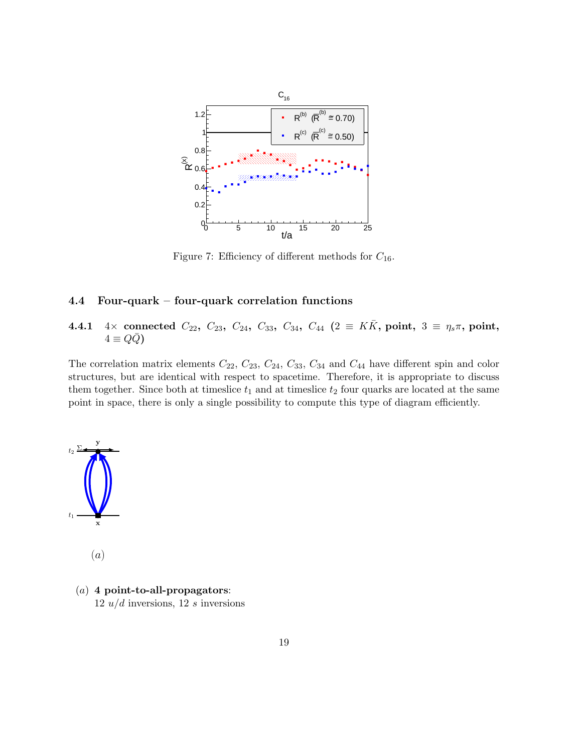Figure 7: Efficiency of different methods for $C_{16}$.

### 4.4 Four-quark – four-quark correlation functions

#### 4.4.1 $4\times$ connected $C_{22}$, $C_{23}$, $C_{24}$, $C_{33}$, $C_{34}$, $C_{44}$ ($2 \equiv K\bar{K}$, point, $3 \equiv \eta_s \pi$, point, $4 \equiv Q\bar{Q}$)

The correlation matrix elements $C_{22}$, $C_{23}$, $C_{24}$, $C_{33}$, $C_{34}$ and $C_{44}$ have different spin and color structures, but are identical with respect to spacetime. Therefore, it is appropriate to discuss them together. Since both at timeslice $t_1$ and at timeslice $t_2$ four quarks are located at the same point in space, there is only a single possibility to compute this type of diagram efficiently.

$(a)$

$(a)$ **4 point-to-all-propagators**:
12 $u/d$ inversions, 12 $s$ inversions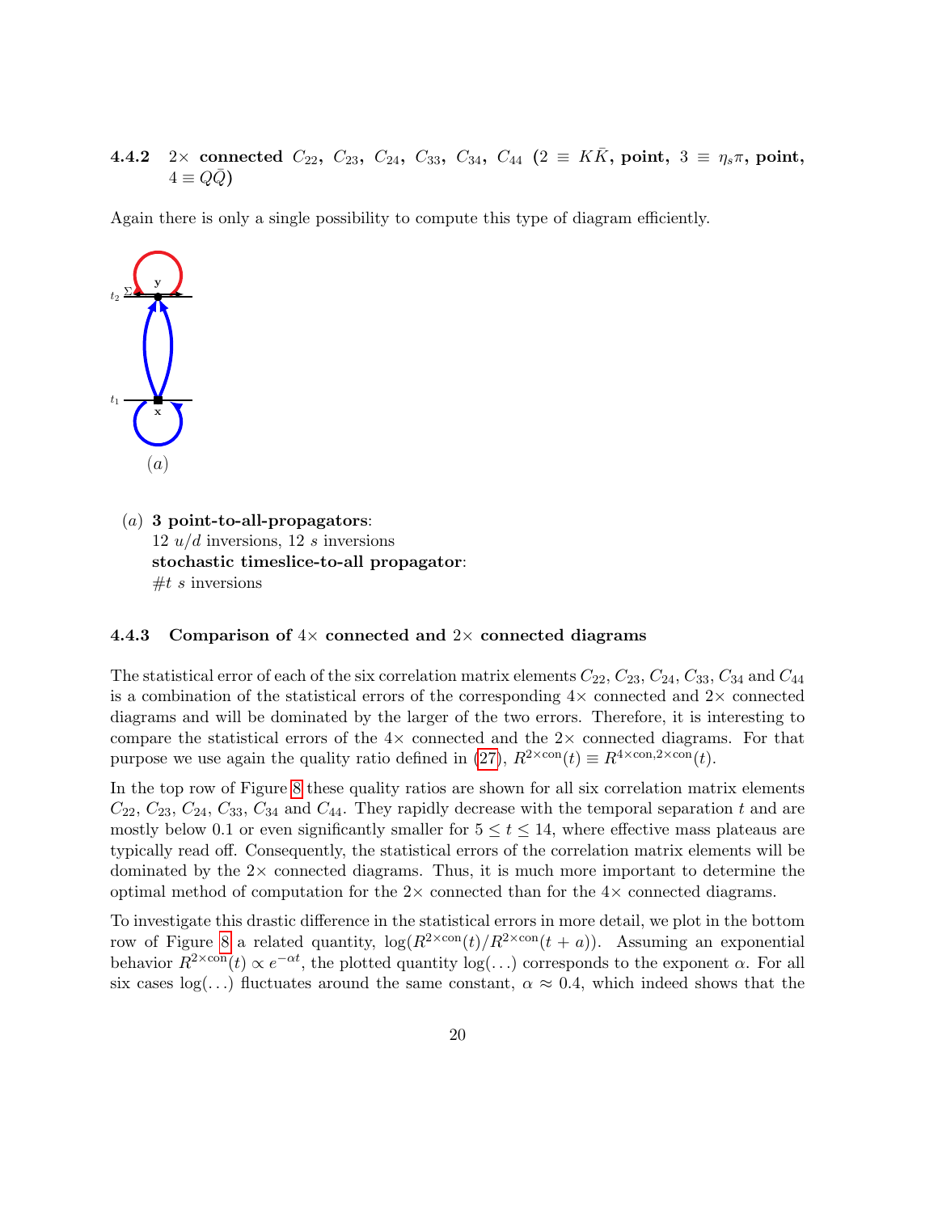#### 4.4.2 $2\times$ connected $C_{22}$, $C_{23}$, $C_{24}$, $C_{33}$, $C_{34}$, $C_{44}$ ($2 \equiv K\bar{K}$, point, $3 \equiv \eta_s\pi$, point, $4 \equiv Q\bar{Q}$)

Again there is only a single possibility to compute this type of diagram efficiently.

$(a)$

$(a)$ **3 point-to-all-propagators**:
12 $u/d$ inversions, 12 $s$ inversions
**stochastic timeslice-to-all propagator**:
$\#t$ $s$ inversions

#### 4.4.3 Comparison of $4\times$ connected and $2\times$ connected diagrams

The statistical error of each of the six correlation matrix elements $C_{22}$, $C_{23}$, $C_{24}$, $C_{33}$, $C_{34}$ and $C_{44}$ is a combination of the statistical errors of the corresponding $4\times$ connected and $2\times$ connected diagrams and will be dominated by the larger of the two errors. Therefore, it is interesting to compare the statistical errors of the $4\times$ connected and the $2\times$ connected diagrams. For that purpose we use again the quality ratio defined in (27), $R^{2\times\text{con}}(t) \equiv R^{4\times\text{con},2\times\text{con}}(t)$.

In the top row of Figure 8 these quality ratios are shown for all six correlation matrix elements $C_{22}$, $C_{23}$, $C_{24}$, $C_{33}$, $C_{34}$ and $C_{44}$. They rapidly decrease with the temporal separation $t$ and are mostly below 0.1 or even significantly smaller for $5 \leq t \leq 14$, where effective mass plateaus are typically read off. Consequently, the statistical errors of the correlation matrix elements will be dominated by the $2\times$ connected diagrams. Thus, it is much more important to determine the optimal method of computation for the $2\times$ connected than for the $4\times$ connected diagrams.

To investigate this drastic difference in the statistical errors in more detail, we plot in the bottom row of Figure 8 a related quantity, $\log(R^{2\times\text{con}}(t)/R^{2\times\text{con}}(t+a))$. Assuming an exponential behavior $R^{2\times\text{con}}(t) \propto e^{-\alpha t}$, the plotted quantity $\log(\ldots)$ corresponds to the exponent $\alpha$. For all six cases $\log(\ldots)$ fluctuates around the same constant, $\alpha \approx 0.4$, which indeed shows that the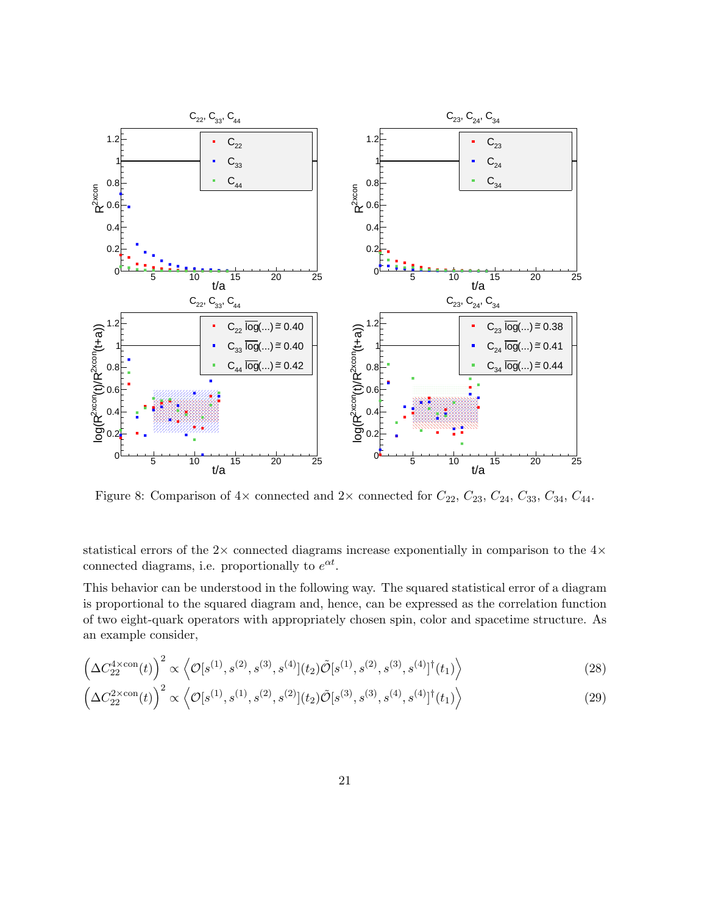Figure 8: Comparison of $4\times$ connected and $2\times$ connected for $C_{22}$, $C_{23}$, $C_{24}$, $C_{33}$, $C_{34}$, $C_{44}$.

statistical errors of the $2\times$ connected diagrams increase exponentially in comparison to the $4\times$ connected diagrams, i.e. proportionally to $e^{\alpha t}$.

This behavior can be understood in the following way. The squared statistical error of a diagram is proportional to the squared diagram and, hence, can be expressed as the correlation function of two eight-quark operators with appropriately chosen spin, color and spacetime structure. As an example consider,

$$\left(\Delta C_{22}^{4\times\text{con}}(t)\right)^2 \propto \left\langle \mathcal{O}[s^{(1)}, s^{(2)}, s^{(3)}, s^{(4)}](t_2)\tilde{\mathcal{O}}[s^{(1)}, s^{(2)}, s^{(3)}, s^{(4)}]^\dagger(t_1)\right\rangle \tag{28}$$

$$\left(\Delta C_{22}^{2\times\text{con}}(t)\right)^2 \propto \left\langle \mathcal{O}[s^{(1)}, s^{(1)}, s^{(2)}, s^{(2)}](t_2)\tilde{\mathcal{O}}[s^{(3)}, s^{(3)}, s^{(4)}, s^{(4)}]^\dagger(t_1)\right\rangle \tag{29}$$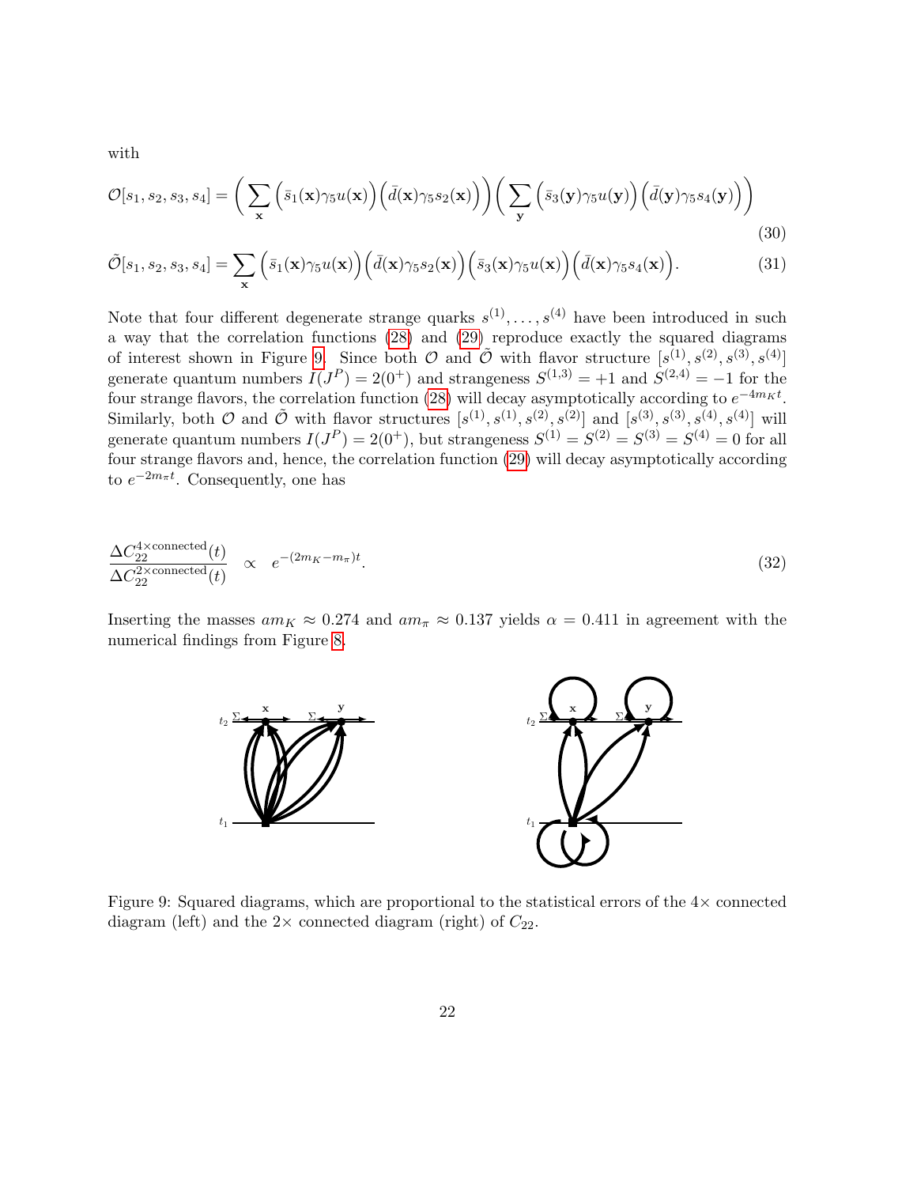with

$$\mathcal{O}[s_1, s_2, s_3, s_4] = \bigg( \sum_{\mathbf{x}} \Big(\bar{s}_1(\mathbf{x})\gamma_5 u(\mathbf{x})\Big)\Big(\bar{d}(\mathbf{x})\gamma_5 s_2(\mathbf{x})\Big)\bigg)\bigg( \sum_{\mathbf{y}} \Big(\bar{s}_3(\mathbf{y})\gamma_5 u(\mathbf{y})\Big)\Big(\bar{d}(\mathbf{y})\gamma_5 s_4(\mathbf{y})\Big)\bigg) \tag{30}$$

$$\tilde{\mathcal{O}}[s_1, s_2, s_3, s_4] = \sum_{\mathbf{x}} \Big(\bar{s}_1(\mathbf{x})\gamma_5 u(\mathbf{x})\Big)\Big(\bar{d}(\mathbf{x})\gamma_5 s_2(\mathbf{x})\Big)\Big(\bar{s}_3(\mathbf{x})\gamma_5 u(\mathbf{x})\Big)\Big(\bar{d}(\mathbf{x})\gamma_5 s_4(\mathbf{x})\Big). \tag{31}$$

Note that four different degenerate strange quarks $s^{(1)}, \ldots, s^{(4)}$ have been introduced in such a way that the correlation functions (28) and (29) reproduce exactly the squared diagrams of interest shown in Figure 9. Since both $\mathcal{O}$ and $\tilde{\mathcal{O}}$ with flavor structure $[s^{(1)}, s^{(2)}, s^{(3)}, s^{(4)}]$ generate quantum numbers $I(J^P) = 2(0^+)$ and strangeness $S^{(1,3)} = +1$ and $S^{(2,4)} = -1$ for the four strange flavors, the correlation function (28) will decay asymptotically according to $e^{-4m_K t}$. Similarly, both $\mathcal{O}$ and $\tilde{\mathcal{O}}$ with flavor structures $[s^{(1)}, s^{(1)}, s^{(2)}, s^{(2)}]$ and $[s^{(3)}, s^{(3)}, s^{(4)}, s^{(4)}]$ will generate quantum numbers $I(J^P) = 2(0^+)$, but strangeness $S^{(1)} = S^{(2)} = S^{(3)} = S^{(4)} = 0$ for all four strange flavors and, hence, the correlation function (29) will decay asymptotically according to $e^{-2m_\pi t}$. Consequently, one has

$$\frac{\Delta C_{22}^{4\times\text{connected}}(t)}{\Delta C_{22}^{2\times\text{connected}}(t)} \quad \propto \quad e^{-(2m_K - m_\pi)t}. \tag{32}$$

Inserting the masses $am_K \approx 0.274$ and $am_\pi \approx 0.137$ yields $\alpha = 0.411$ in agreement with the numerical findings from Figure 8.

Figure 9: Squared diagrams, which are proportional to the statistical errors of the $4\times$ connected diagram (left) and the $2\times$ connected diagram (right) of $C_{22}$.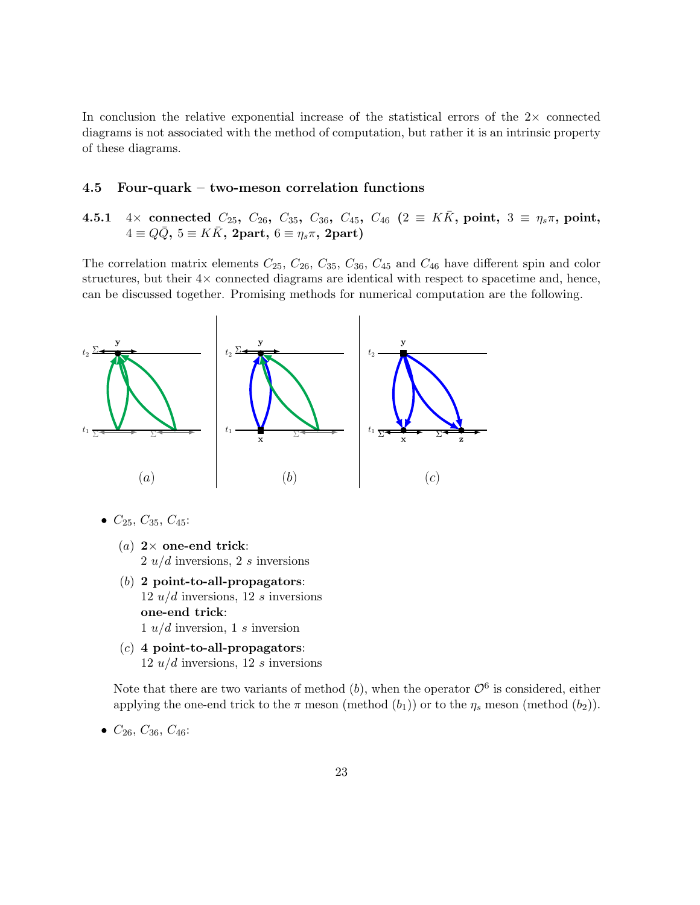In conclusion the relative exponential increase of the statistical errors of the 2× connected diagrams is not associated with the method of computation, but rather it is an intrinsic property of these diagrams.

## 4.5 Four-quark – two-meson correlation functions

### 4.5.1 4× connected $C_{25}$, $C_{26}$, $C_{35}$, $C_{36}$, $C_{45}$, $C_{46}$ ($2 \equiv K\bar{K}$, point, $3 \equiv \eta_s\pi$, point, $4 \equiv Q\bar{Q}$, $5 \equiv K\bar{K}$, 2part, $6 \equiv \eta_s\pi$, 2part)

The correlation matrix elements $C_{25}$, $C_{26}$, $C_{35}$, $C_{36}$, $C_{45}$ and $C_{46}$ have different spin and color structures, but their 4× connected diagrams are identical with respect to spacetime and, hence, can be discussed together. Promising methods for numerical computation are the following.

(a) (b) (c)

- $C_{25}$, $C_{35}$, $C_{45}$:

  (a) **2× one-end trick**:
  2 $u/d$ inversions, 2 $s$ inversions

  (b) **2 point-to-all-propagators**:
  12 $u/d$ inversions, 12 $s$ inversions
  **one-end trick**:
  1 $u/d$ inversion, 1 $s$ inversion

  (c) **4 point-to-all-propagators**:
  12 $u/d$ inversions, 12 $s$ inversions

  Note that there are two variants of method (b), when the operator $\mathcal{O}^6$ is considered, either applying the one-end trick to the $\pi$ meson (method ($b_1$)) or to the $\eta_s$ meson (method ($b_2$)).

- $C_{26}$, $C_{36}$, $C_{46}$: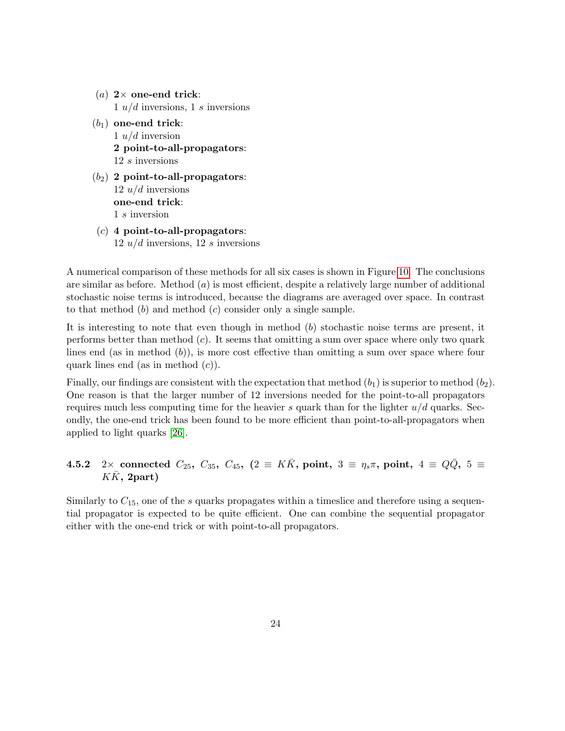- $(a)$ **2× one-end trick**:
  1 $u/d$ inversions, 1 $s$ inversions
- $(b_1)$ **one-end trick**:
  1 $u/d$ inversion
  **2 point-to-all-propagators**:
  12 $s$ inversions
- $(b_2)$ **2 point-to-all-propagators**:
  12 $u/d$ inversions
  **one-end trick**:
  1 $s$ inversion
- $(c)$ **4 point-to-all-propagators**:
  12 $u/d$ inversions, 12 $s$ inversions

A numerical comparison of these methods for all six cases is shown in Figure 10. The conclusions are similar as before. Method $(a)$ is most efficient, despite a relatively large number of additional stochastic noise terms is introduced, because the diagrams are averaged over space. In contrast to that method $(b)$ and method $(c)$ consider only a single sample.

It is interesting to note that even though in method $(b)$ stochastic noise terms are present, it performs better than method $(c)$. It seems that omitting a sum over space where only two quark lines end (as in method $(b)$), is more cost effective than omitting a sum over space where four quark lines end (as in method $(c)$).

Finally, our findings are consistent with the expectation that method $(b_1)$ is superior to method $(b_2)$. One reason is that the larger number of 12 inversions needed for the point-to-all propagators requires much less computing time for the heavier $s$ quark than for the lighter $u/d$ quarks. Secondly, the one-end trick has been found to be more efficient than point-to-all-propagators when applied to light quarks [26].

#### 4.5.2 2× connected $C_{25}$, $C_{35}$, $C_{45}$, ($2 \equiv K\bar{K}$, point, $3 \equiv \eta_s\pi$, point, $4 \equiv Q\bar{Q}$, $5 \equiv K\bar{K}$, 2part)

Similarly to $C_{15}$, one of the $s$ quarks propagates within a timeslice and therefore using a sequential propagator is expected to be quite efficient. One can combine the sequential propagator either with the one-end trick or with point-to-all propagators.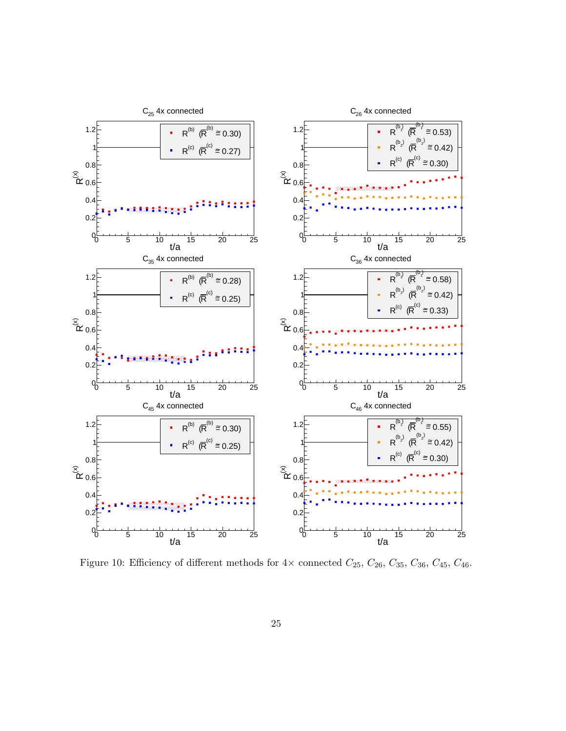Figure 10: Efficiency of different methods for $4\times$ connected $C_{25}$, $C_{26}$, $C_{35}$, $C_{36}$, $C_{45}$, $C_{46}$.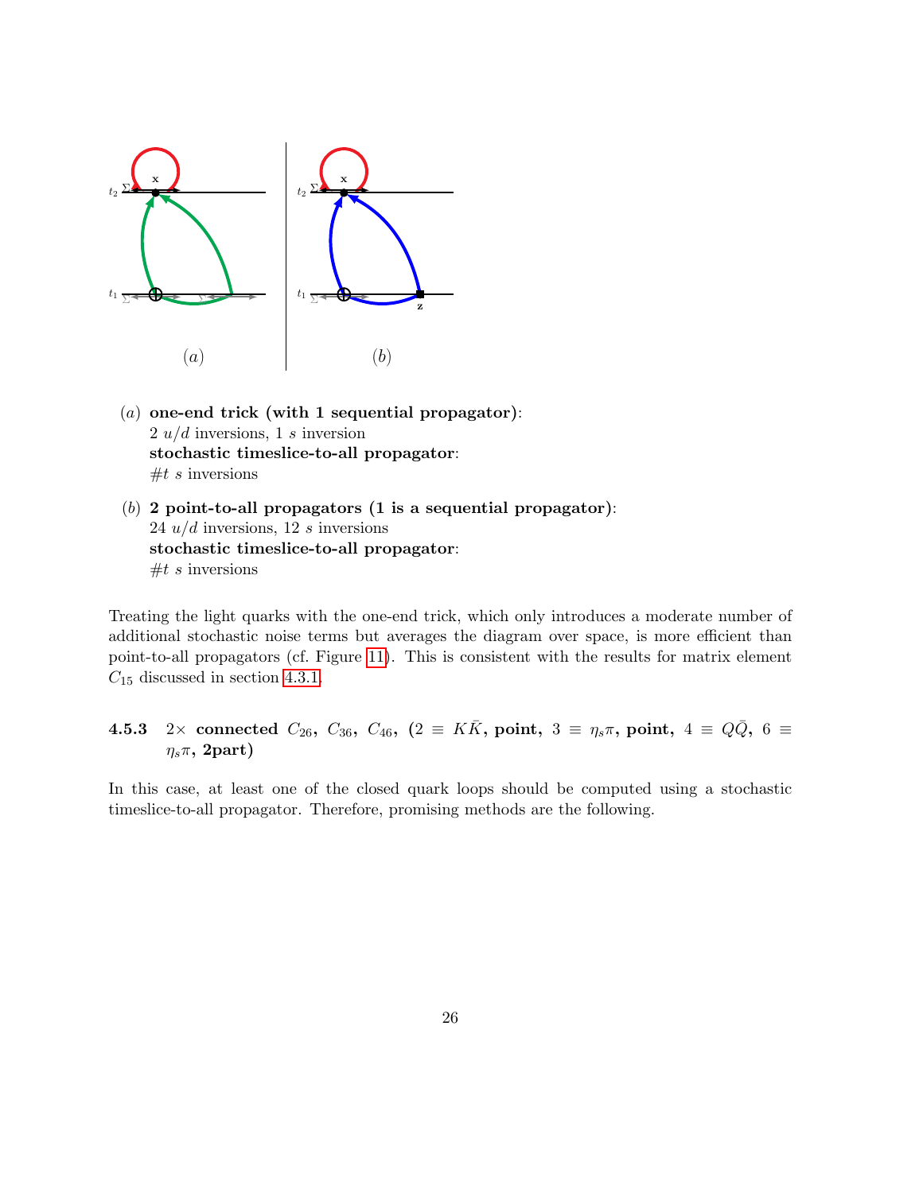(*a*) **one-end trick (with 1 sequential propagator)**:
2 $u/d$ inversions, 1 $s$ inversion
**stochastic timeslice-to-all propagator**:
$\#t$ $s$ inversions

(*b*) **2 point-to-all propagators (1 is a sequential propagator)**:
24 $u/d$ inversions, 12 $s$ inversions
**stochastic timeslice-to-all propagator**:
$\#t$ $s$ inversions

Treating the light quarks with the one-end trick, which only introduces a moderate number of additional stochastic noise terms but averages the diagram over space, is more efficient than point-to-all propagators (cf. Figure 11). This is consistent with the results for matrix element $C_{15}$ discussed in section 4.3.1.

### 4.5.3 $2\times$ connected $C_{26}$, $C_{36}$, $C_{46}$, ($2 \equiv K\bar{K}$, point, $3 \equiv \eta_s\pi$, point, $4 \equiv Q\bar{Q}$, $6 \equiv \eta_s\pi$, 2part)

In this case, at least one of the closed quark loops should be computed using a stochastic timeslice-to-all propagator. Therefore, promising methods are the following.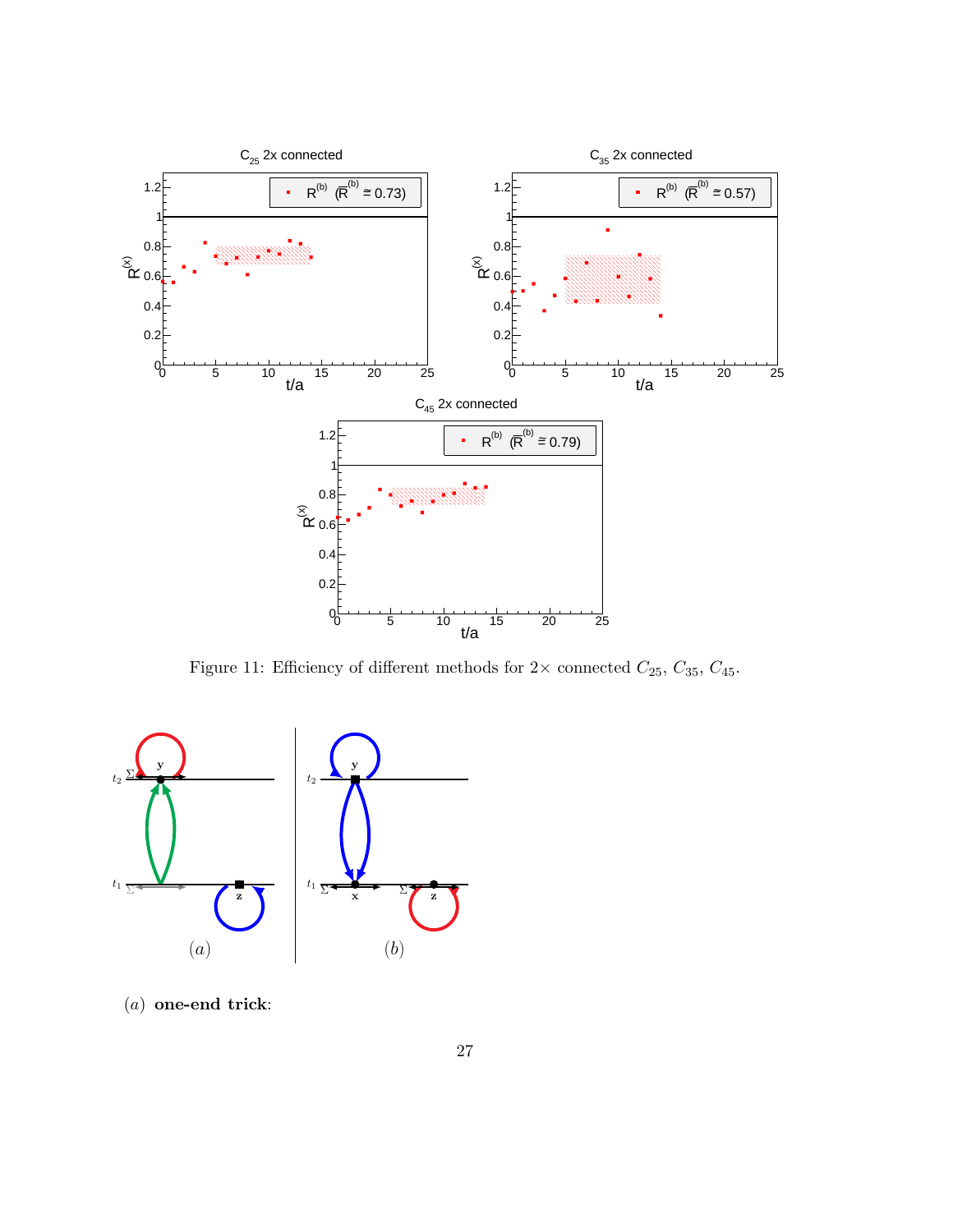Figure 11: Efficiency of different methods for $2\times$ connected $C_{25}$, $C_{35}$, $C_{45}$.

(*a*) **one-end trick**: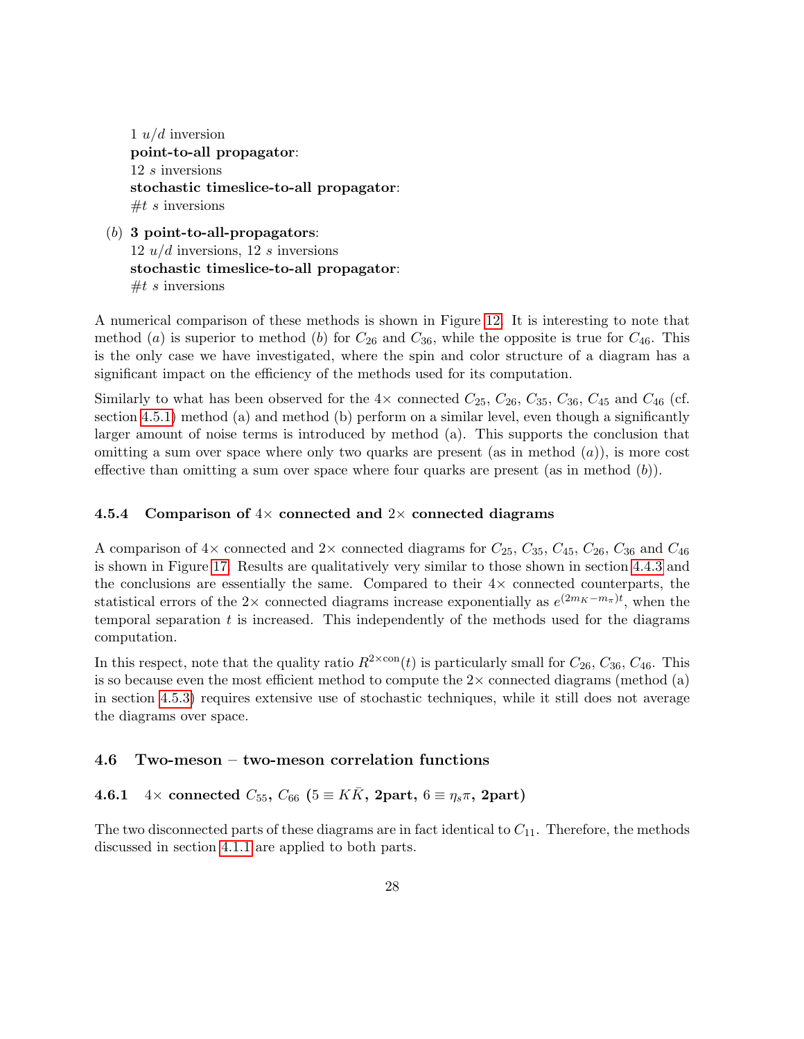1 $u/d$ inversion
**point-to-all propagator**:
12 $s$ inversions
**stochastic timeslice-to-all propagator**:
$\#t$ $s$ inversions

$(b)$ **3 point-to-all-propagators**:
12 $u/d$ inversions, 12 $s$ inversions
**stochastic timeslice-to-all propagator**:
$\#t$ $s$ inversions

A numerical comparison of these methods is shown in Figure 12. It is interesting to note that method $(a)$ is superior to method $(b)$ for $C_{26}$ and $C_{36}$, while the opposite is true for $C_{46}$. This is the only case we have investigated, where the spin and color structure of a diagram has a significant impact on the efficiency of the methods used for its computation.

Similarly to what has been observed for the $4\times$ connected $C_{25}$, $C_{26}$, $C_{35}$, $C_{36}$, $C_{45}$ and $C_{46}$ (cf. section 4.5.1) method (a) and method (b) perform on a similar level, even though a significantly larger amount of noise terms is introduced by method (a). This supports the conclusion that omitting a sum over space where only two quarks are present (as in method $(a)$), is more cost effective than omitting a sum over space where four quarks are present (as in method $(b)$).

### 4.5.4 Comparison of $4\times$ connected and $2\times$ connected diagrams

A comparison of $4\times$ connected and $2\times$ connected diagrams for $C_{25}$, $C_{35}$, $C_{45}$, $C_{26}$, $C_{36}$ and $C_{46}$ is shown in Figure 17. Results are qualitatively very similar to those shown in section 4.4.3 and the conclusions are essentially the same. Compared to their $4\times$ connected counterparts, the statistical errors of the $2\times$ connected diagrams increase exponentially as $e^{(2m_K - m_\pi)t}$, when the temporal separation $t$ is increased. This independently of the methods used for the diagrams computation.

In this respect, note that the quality ratio $R^{2\times\mathrm{con}}(t)$ is particularly small for $C_{26}$, $C_{36}$, $C_{46}$. This is so because even the most efficient method to compute the $2\times$ connected diagrams (method (a) in section 4.5.3) requires extensive use of stochastic techniques, while it still does not average the diagrams over space.

## 4.6 Two-meson – two-meson correlation functions

### 4.6.1 $4\times$ connected $C_{55}$, $C_{66}$ ($5 \equiv K\bar{K}$, 2part, $6 \equiv \eta_s\pi$, 2part)

The two disconnected parts of these diagrams are in fact identical to $C_{11}$. Therefore, the methods discussed in section 4.1.1 are applied to both parts.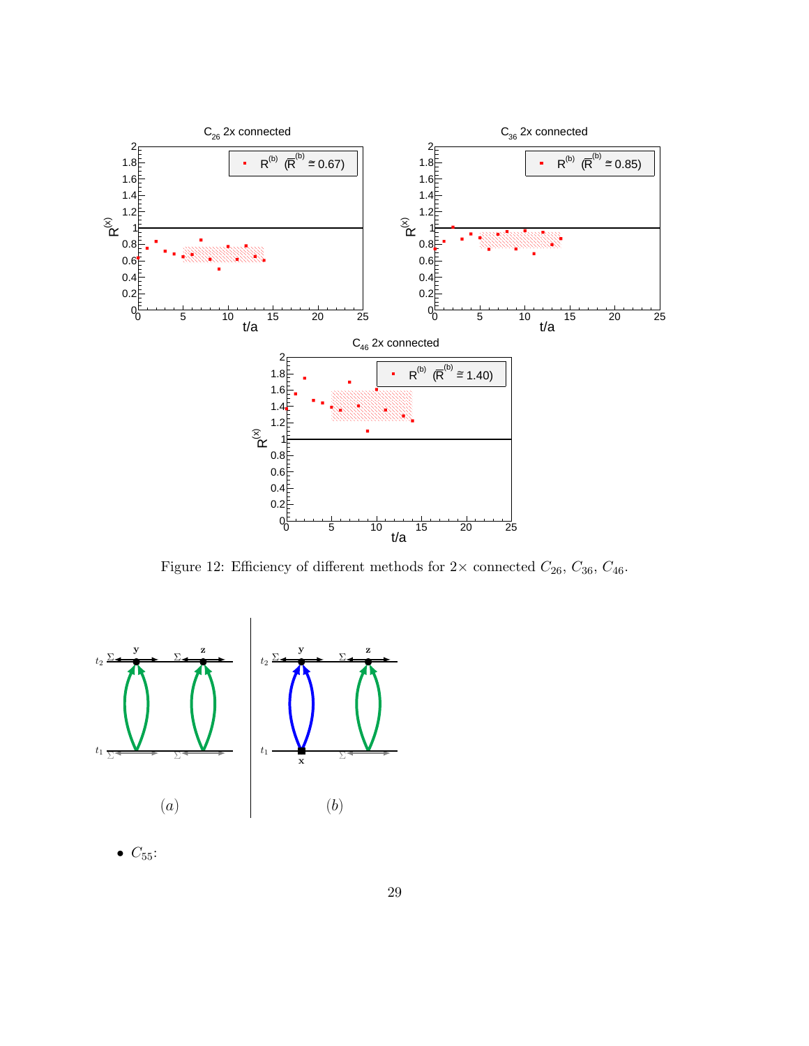Figure 12: Efficiency of different methods for $2\times$ connected $C_{26}$, $C_{36}$, $C_{46}$.

- $C_{55}$: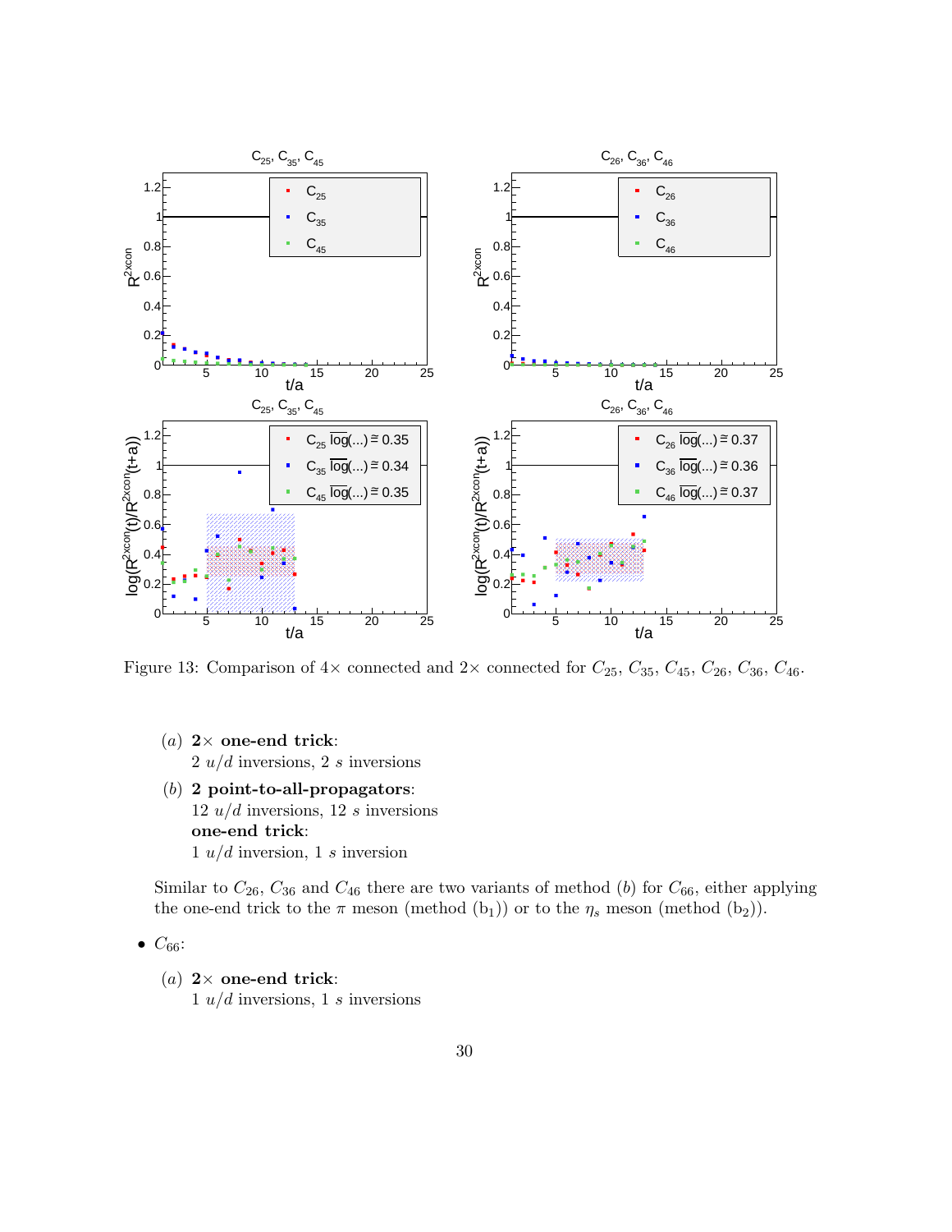Figure 13: Comparison of 4× connected and 2× connected for $C_{25}$, $C_{35}$, $C_{45}$, $C_{26}$, $C_{36}$, $C_{46}$.

(*a*) **2× one-end trick**:
2 $u/d$ inversions, 2 $s$ inversions

(*b*) **2 point-to-all-propagators**:
12 $u/d$ inversions, 12 $s$ inversions
**one-end trick**:
1 $u/d$ inversion, 1 $s$ inversion

Similar to $C_{26}$, $C_{36}$ and $C_{46}$ there are two variants of method (*b*) for $C_{66}$, either applying the one-end trick to the $\pi$ meson (method ($b_1$)) or to the $\eta_s$ meson (method ($b_2$)).

- $C_{66}$:

(*a*) **2× one-end trick**:
1 $u/d$ inversions, 1 $s$ inversions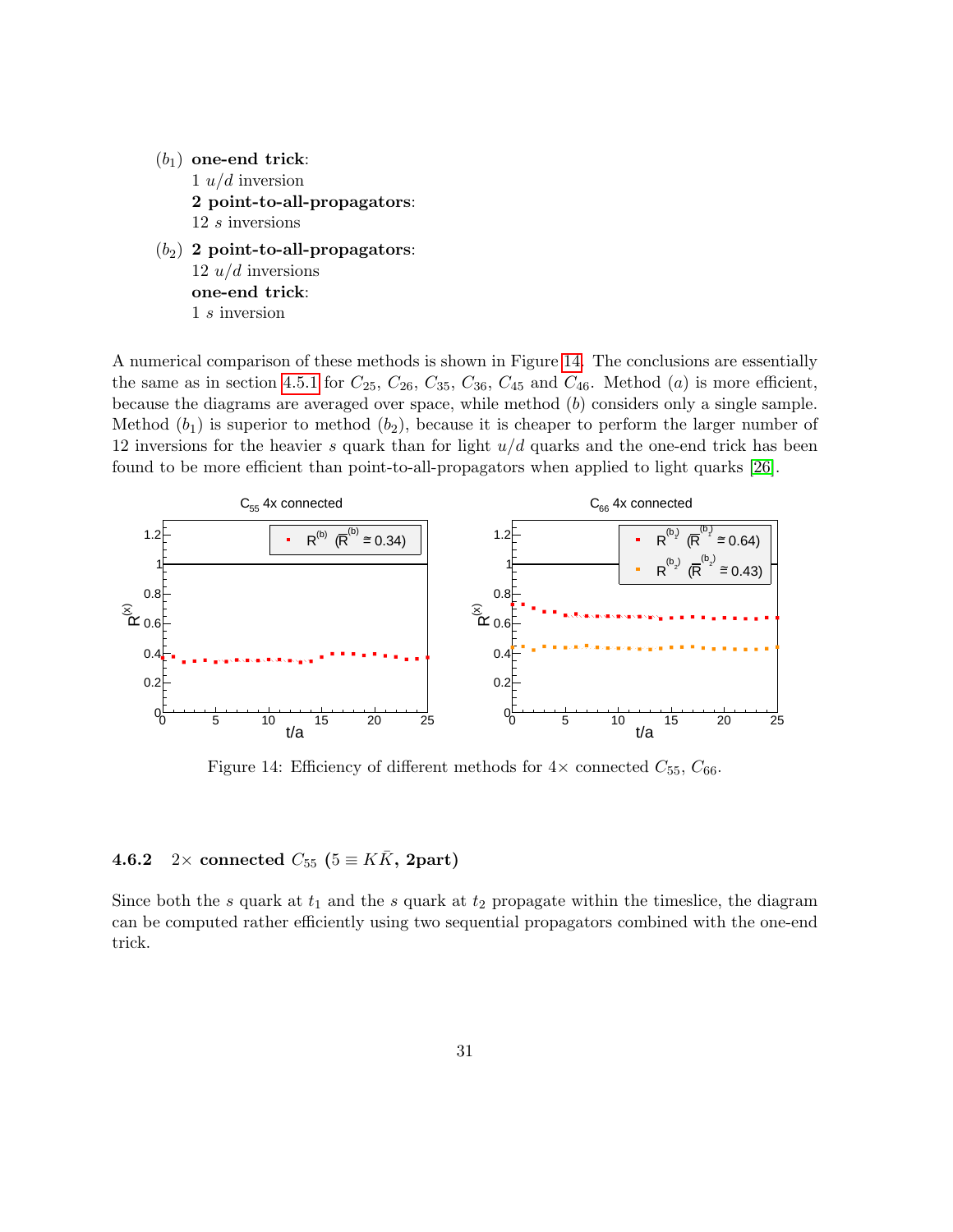$(b_1)$ **one-end trick**:
1 $u/d$ inversion
**2 point-to-all-propagators**:
12 $s$ inversions

$(b_2)$ **2 point-to-all-propagators**:
12 $u/d$ inversions
**one-end trick**:
1 $s$ inversion

A numerical comparison of these methods is shown in Figure 14. The conclusions are essentially the same as in section 4.5.1 for $C_{25}$, $C_{26}$, $C_{35}$, $C_{36}$, $C_{45}$ and $C_{46}$. Method $(a)$ is more efficient, because the diagrams are averaged over space, while method $(b)$ considers only a single sample. Method $(b_1)$ is superior to method $(b_2)$, because it is cheaper to perform the larger number of 12 inversions for the heavier $s$ quark than for light $u/d$ quarks and the one-end trick has been found to be more efficient than point-to-all-propagators when applied to light quarks [26].

Figure 14: Efficiency of different methods for $4\times$ connected $C_{55}$, $C_{66}$.

### 4.6.2 $2\times$ connected $C_{55}$ ($5 \equiv K\bar{K}$, 2part)

Since both the $s$ quark at $t_1$ and the $s$ quark at $t_2$ propagate within the timeslice, the diagram can be computed rather efficiently using two sequential propagators combined with the one-end trick.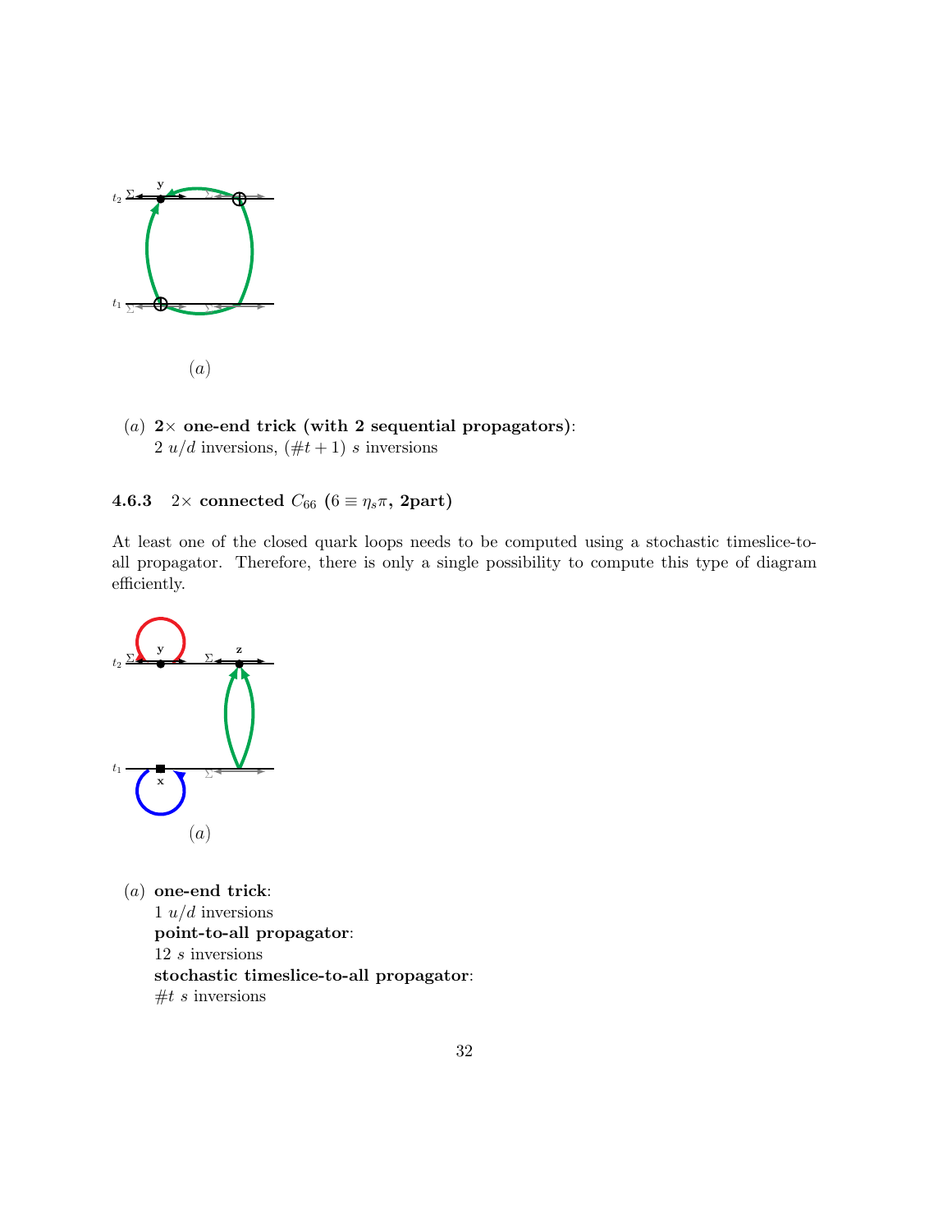(a)

(a) **2× one-end trick (with 2 sequential propagators)**:
2 $u/d$ inversions, $(\#t + 1)$ $s$ inversions

### 4.6.3 2× connected $C_{66}$ ($6 \equiv \eta_s \pi$, 2part)

At least one of the closed quark loops needs to be computed using a stochastic timeslice-to-all propagator. Therefore, there is only a single possibility to compute this type of diagram efficiently.

(a)

(a) **one-end trick**:
1 $u/d$ inversions
**point-to-all propagator**:
12 $s$ inversions
**stochastic timeslice-to-all propagator**:
$\#t$ $s$ inversions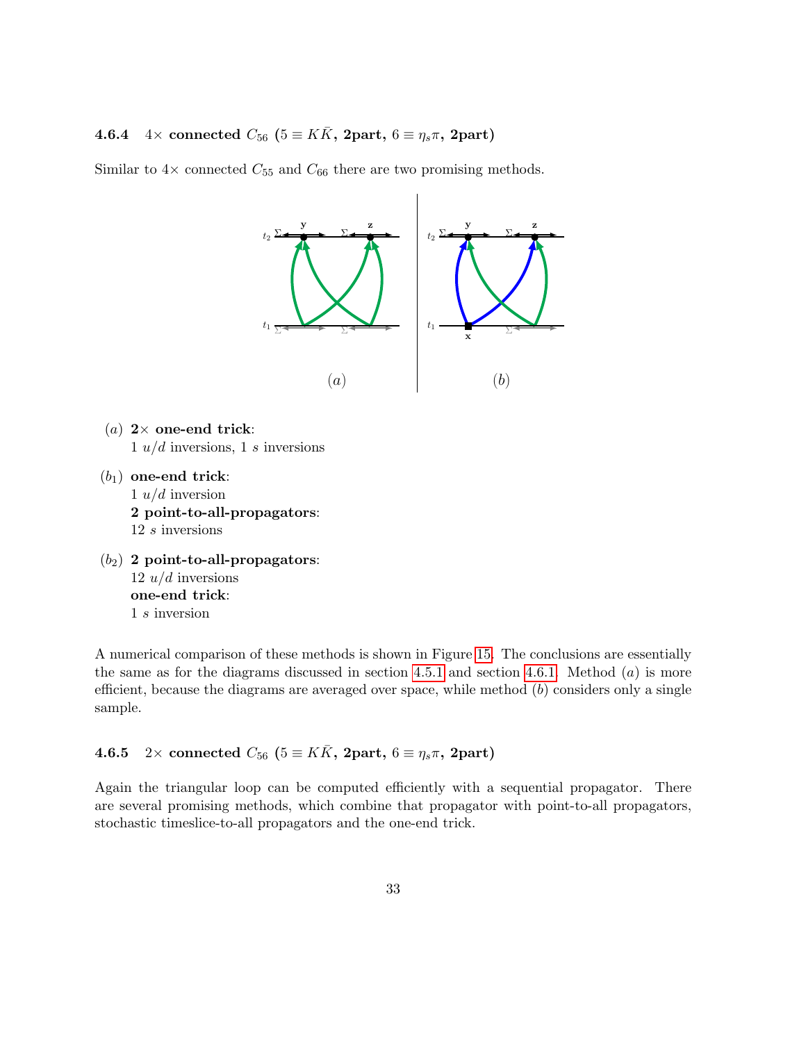### 4.6.4 $4\times$ connected $C_{56}$ ($5 \equiv K\bar{K}$, 2part, $6 \equiv \eta_s\pi$, 2part)

Similar to $4\times$ connected $C_{55}$ and $C_{66}$ there are two promising methods.

$(a)$ **2× one-end trick**:
1 $u/d$ inversions, 1 $s$ inversions

$(b_1)$ **one-end trick**:
1 $u/d$ inversion
**2 point-to-all-propagators**:
12 $s$ inversions

$(b_2)$ **2 point-to-all-propagators**:
12 $u/d$ inversions
**one-end trick**:
1 $s$ inversion

A numerical comparison of these methods is shown in Figure 15. The conclusions are essentially the same as for the diagrams discussed in section 4.5.1 and section 4.6.1. Method $(a)$ is more efficient, because the diagrams are averaged over space, while method $(b)$ considers only a single sample.

### 4.6.5 $2\times$ connected $C_{56}$ ($5 \equiv K\bar{K}$, 2part, $6 \equiv \eta_s\pi$, 2part)

Again the triangular loop can be computed efficiently with a sequential propagator. There are several promising methods, which combine that propagator with point-to-all propagators, stochastic timeslice-to-all propagators and the one-end trick.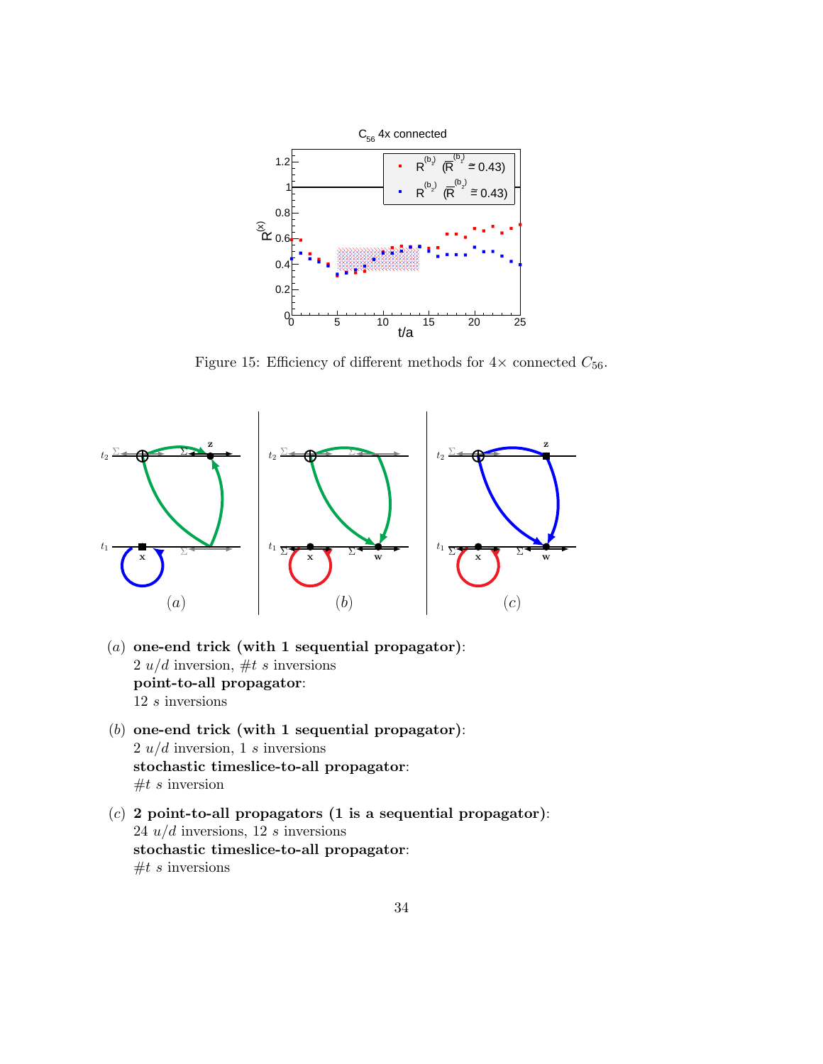Figure 15: Efficiency of different methods for $4\times$ connected $C_{56}$.

(*a*) **one-end trick (with 1 sequential propagator)**:
2 $u/d$ inversion, $\#t$ $s$ inversions
**point-to-all propagator**:
12 $s$ inversions

(*b*) **one-end trick (with 1 sequential propagator)**:
2 $u/d$ inversion, 1 $s$ inversions
**stochastic timeslice-to-all propagator**:
$\#t$ $s$ inversion

(*c*) **2 point-to-all propagators (1 is a sequential propagator)**:
24 $u/d$ inversions, 12 $s$ inversions
**stochastic timeslice-to-all propagator**:
$\#t$ $s$ inversions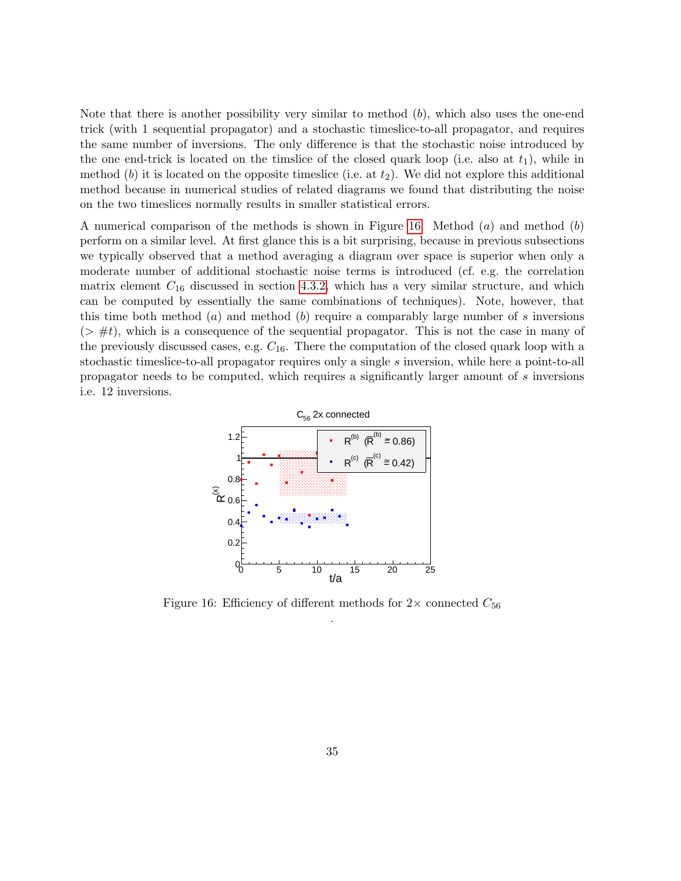Note that there is another possibility very similar to method $(b)$, which also uses the one-end trick (with 1 sequential propagator) and a stochastic timeslice-to-all propagator, and requires the same number of inversions. The only difference is that the stochastic noise introduced by the one end-trick is located on the timslice of the closed quark loop (i.e. also at $t_1$), while in method $(b)$ it is located on the opposite timeslice (i.e. at $t_2$). We did not explore this additional method because in numerical studies of related diagrams we found that distributing the noise on the two timeslices normally results in smaller statistical errors.

A numerical comparison of the methods is shown in Figure 16. Method $(a)$ and method $(b)$ perform on a similar level. At first glance this is a bit surprising, because in previous subsections we typically observed that a method averaging a diagram over space is superior when only a moderate number of additional stochastic noise terms is introduced (cf. e.g. the correlation matrix element $C_{16}$ discussed in section 4.3.2, which has a very similar structure, and which can be computed by essentially the same combinations of techniques). Note, however, that this time both method $(a)$ and method $(b)$ require a comparably large number of $s$ inversions ($> \#t$), which is a consequence of the sequential propagator. This is not the case in many of the previously discussed cases, e.g. $C_{16}$. There the computation of the closed quark loop with a stochastic timeslice-to-all propagator requires only a single $s$ inversion, while here a point-to-all propagator needs to be computed, which requires a significantly larger amount of $s$ inversions i.e. 12 inversions.

Figure 16: Efficiency of different methods for $2\times$ connected $C_{56}$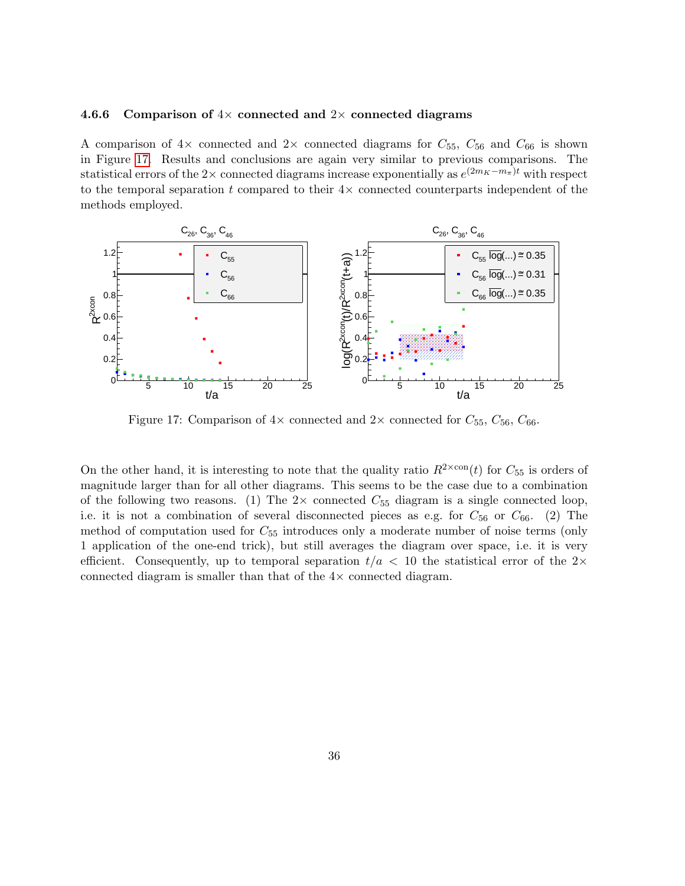#### 4.6.6 Comparison of 4× connected and 2× connected diagrams

A comparison of 4× connected and 2× connected diagrams for $C_{55}$, $C_{56}$ and $C_{66}$ is shown in Figure 17. Results and conclusions are again very similar to previous comparisons. The statistical errors of the 2× connected diagrams increase exponentially as $e^{(2m_K - m_\pi)t}$ with respect to the temporal separation $t$ compared to their 4× connected counterparts independent of the methods employed.

Figure 17: Comparison of 4× connected and 2× connected for $C_{55}$, $C_{56}$, $C_{66}$.

On the other hand, it is interesting to note that the quality ratio $R^{2\times\mathrm{con}}(t)$ for $C_{55}$ is orders of magnitude larger than for all other diagrams. This seems to be the case due to a combination of the following two reasons. (1) The 2× connected $C_{55}$ diagram is a single connected loop, i.e. it is not a combination of several disconnected pieces as e.g. for $C_{56}$ or $C_{66}$. (2) The method of computation used for $C_{55}$ introduces only a moderate number of noise terms (only 1 application of the one-end trick), but still averages the diagram over space, i.e. it is very efficient. Consequently, up to temporal separation $t/a < 10$ the statistical error of the 2× connected diagram is smaller than that of the 4× connected diagram.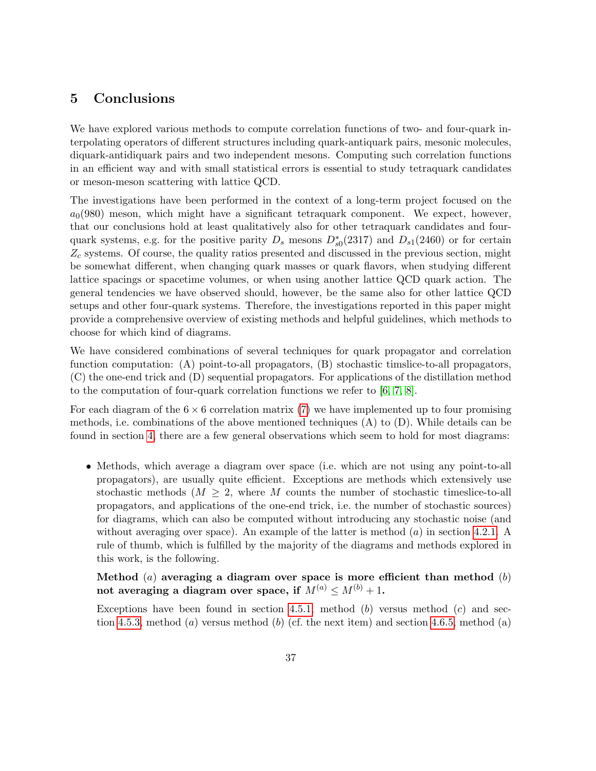## 5 Conclusions

We have explored various methods to compute correlation functions of two- and four-quark interpolating operators of different structures including quark-antiquark pairs, mesonic molecules, diquark-antidiquark pairs and two independent mesons. Computing such correlation functions in an efficient way and with small statistical errors is essential to study tetraquark candidates or meson-meson scattering with lattice QCD.

The investigations have been performed in the context of a long-term project focused on the $a_0(980)$ meson, which might have a significant tetraquark component. We expect, however, that our conclusions hold at least qualitatively also for other tetraquark candidates and four-quark systems, e.g. for the positive parity $D_s$ mesons $D^*_{s0}(2317)$ and $D_{s1}(2460)$ or for certain $Z_c$ systems. Of course, the quality ratios presented and discussed in the previous section, might be somewhat different, when changing quark masses or quark flavors, when studying different lattice spacings or spacetime volumes, or when using another lattice QCD quark action. The general tendencies we have observed should, however, be the same also for other lattice QCD setups and other four-quark systems. Therefore, the investigations reported in this paper might provide a comprehensive overview of existing methods and helpful guidelines, which methods to choose for which kind of diagrams.

We have considered combinations of several techniques for quark propagator and correlation function computation: (A) point-to-all propagators, (B) stochastic timslice-to-all propagators, (C) the one-end trick and (D) sequential propagators. For applications of the distillation method to the computation of four-quark correlation functions we refer to [6, 7, 8].

For each diagram of the $6 \times 6$ correlation matrix (7) we have implemented up to four promising methods, i.e. combinations of the above mentioned techniques (A) to (D). While details can be found in section 4, there are a few general observations which seem to hold for most diagrams:

- Methods, which average a diagram over space (i.e. which are not using any point-to-all propagators), are usually quite efficient. Exceptions are methods which extensively use stochastic methods ($M \geq 2$, where $M$ counts the number of stochastic timeslice-to-all propagators, and applications of the one-end trick, i.e. the number of stochastic sources) for diagrams, which can also be computed without introducing any stochastic noise (and without averaging over space). An example of the latter is method $(a)$ in section 4.2.1. A rule of thumb, which is fulfilled by the majority of the diagrams and methods explored in this work, is the following.

  **Method $(a)$ averaging a diagram over space is more efficient than method $(b)$ not averaging a diagram over space, if $M^{(a)} \leq M^{(b)} + 1$.**

  Exceptions have been found in section 4.5.1, method $(b)$ versus method $(c)$ and section 4.5.3, method $(a)$ versus method $(b)$ (cf. the next item) and section 4.6.5, method (a)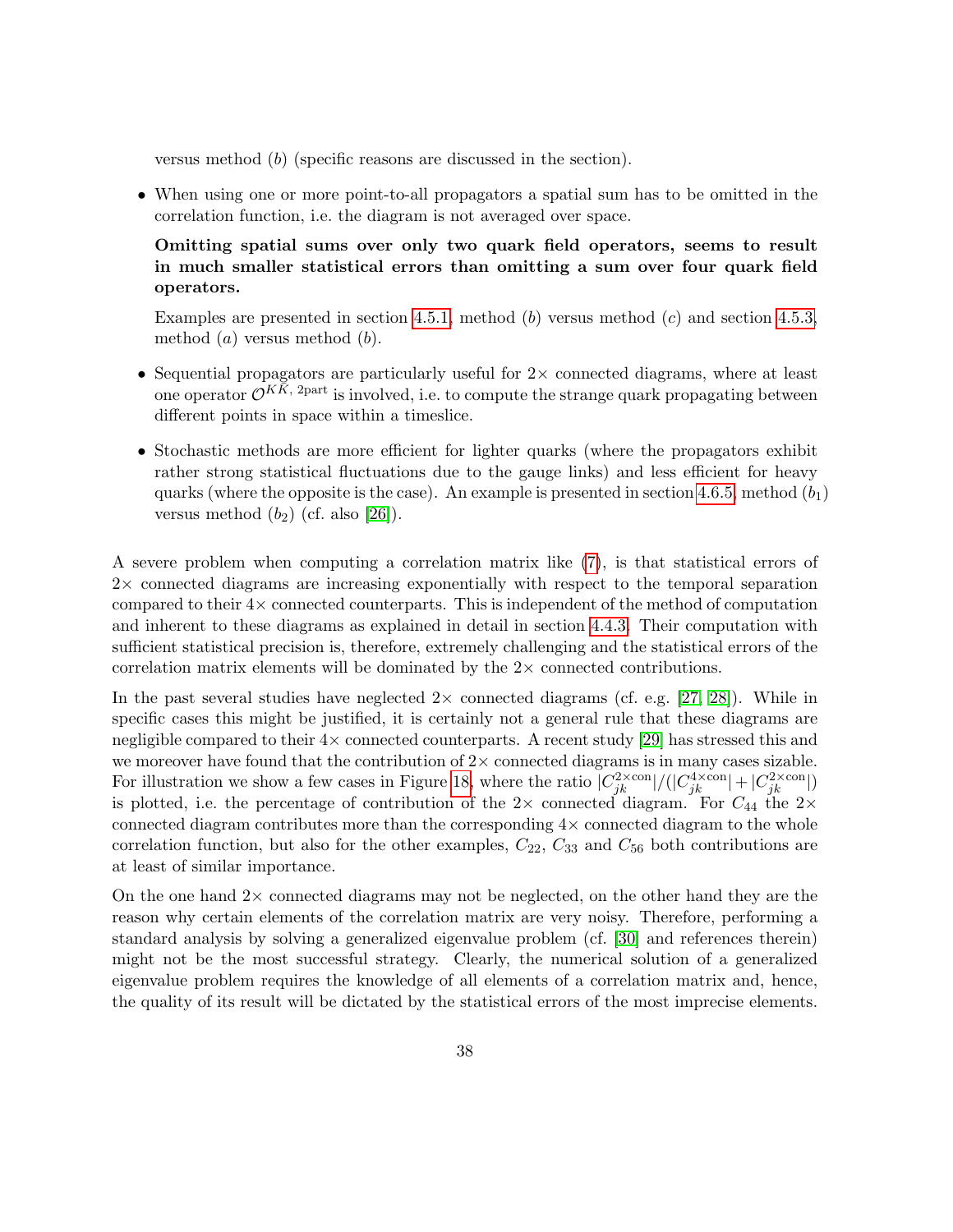versus method $(b)$ (specific reasons are discussed in the section).

- When using one or more point-to-all propagators a spatial sum has to be omitted in the correlation function, i.e. the diagram is not averaged over space.

  **Omitting spatial sums over only two quark field operators, seems to result in much smaller statistical errors than omitting a sum over four quark field operators.**

  Examples are presented in section 4.5.1, method $(b)$ versus method $(c)$ and section 4.5.3, method $(a)$ versus method $(b)$.

- Sequential propagators are particularly useful for $2\times$ connected diagrams, where at least one operator $\mathcal{O}^{K\bar{K},\,\text{2part}}$ is involved, i.e. to compute the strange quark propagating between different points in space within a timeslice.

- Stochastic methods are more efficient for lighter quarks (where the propagators exhibit rather strong statistical fluctuations due to the gauge links) and less efficient for heavy quarks (where the opposite is the case). An example is presented in section 4.6.5, method $(b_1)$ versus method $(b_2)$ (cf. also [26]).

A severe problem when computing a correlation matrix like (7), is that statistical errors of $2\times$ connected diagrams are increasing exponentially with respect to the temporal separation compared to their $4\times$ connected counterparts. This is independent of the method of computation and inherent to these diagrams as explained in detail in section 4.4.3. Their computation with sufficient statistical precision is, therefore, extremely challenging and the statistical errors of the correlation matrix elements will be dominated by the $2\times$ connected contributions.

In the past several studies have neglected $2\times$ connected diagrams (cf. e.g. [27, 28]). While in specific cases this might be justified, it is certainly not a general rule that these diagrams are negligible compared to their $4\times$ connected counterparts. A recent study [29] has stressed this and we moreover have found that the contribution of $2\times$ connected diagrams is in many cases sizable. For illustration we show a few cases in Figure 18, where the ratio $|C_{jk}^{2\times\text{con}}|/(|C_{jk}^{4\times\text{con}}| + |C_{jk}^{2\times\text{con}}|)$ is plotted, i.e. the percentage of contribution of the $2\times$ connected diagram. For $C_{44}$ the $2\times$ connected diagram contributes more than the corresponding $4\times$ connected diagram to the whole correlation function, but also for the other examples, $C_{22}$, $C_{33}$ and $C_{56}$ both contributions are at least of similar importance.

On the one hand $2\times$ connected diagrams may not be neglected, on the other hand they are the reason why certain elements of the correlation matrix are very noisy. Therefore, performing a standard analysis by solving a generalized eigenvalue problem (cf. [30] and references therein) might not be the most successful strategy. Clearly, the numerical solution of a generalized eigenvalue problem requires the knowledge of all elements of a correlation matrix and, hence, the quality of its result will be dictated by the statistical errors of the most imprecise elements.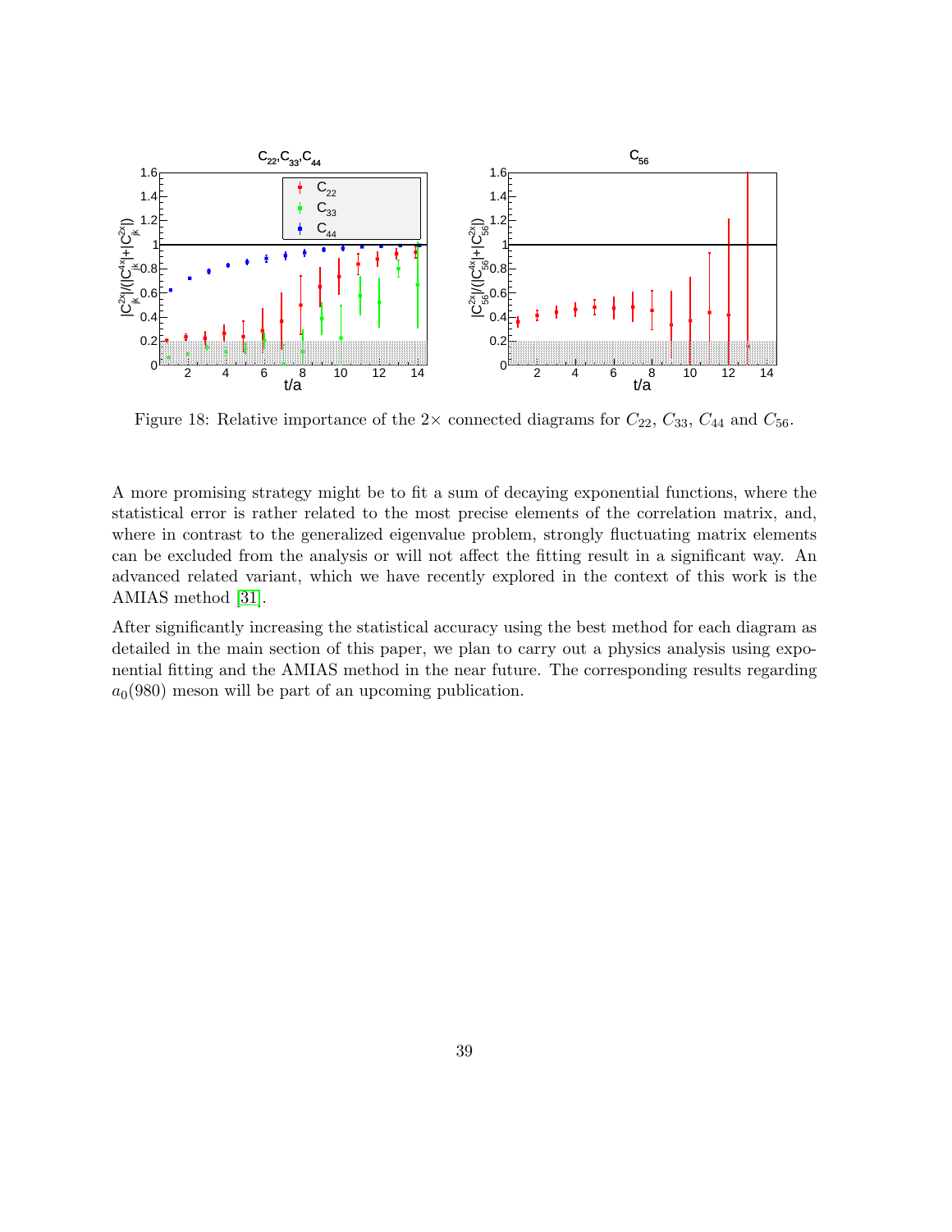Figure 18: Relative importance of the $2\times$ connected diagrams for $C_{22}$, $C_{33}$, $C_{44}$ and $C_{56}$.

A more promising strategy might be to fit a sum of decaying exponential functions, where the statistical error is rather related to the most precise elements of the correlation matrix, and, where in contrast to the generalized eigenvalue problem, strongly fluctuating matrix elements can be excluded from the analysis or will not affect the fitting result in a significant way. An advanced related variant, which we have recently explored in the context of this work is the AMIAS method [31].

After significantly increasing the statistical accuracy using the best method for each diagram as detailed in the main section of this paper, we plan to carry out a physics analysis using exponential fitting and the AMIAS method in the near future. The corresponding results regarding $a_0(980)$ meson will be part of an upcoming publication.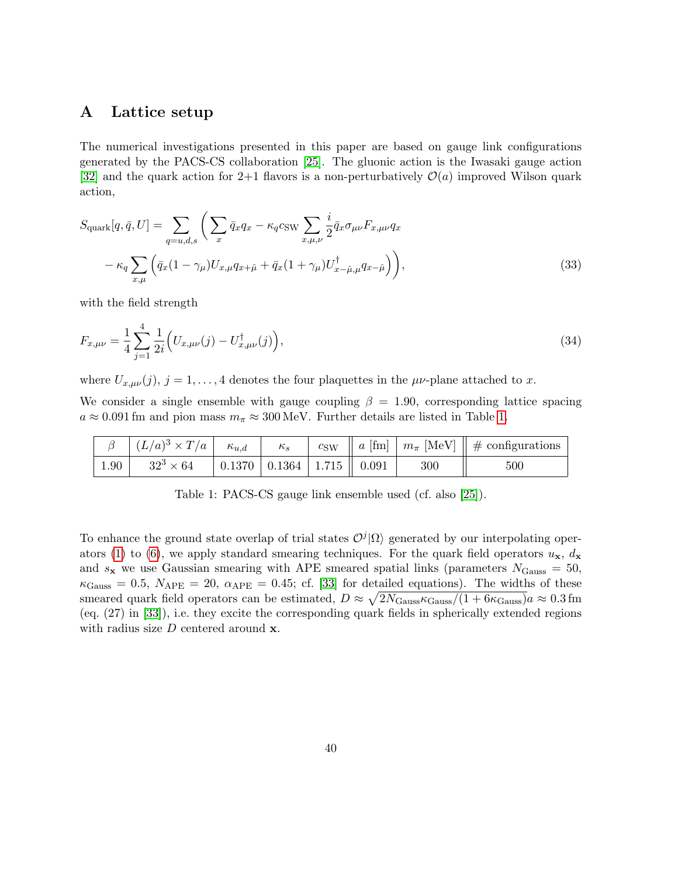# A Lattice setup

The numerical investigations presented in this paper are based on gauge link configurations generated by the PACS-CS collaboration [25]. The gluonic action is the Iwasaki gauge action [32] and the quark action for 2+1 flavors is a non-perturbatively $\mathcal{O}(a)$ improved Wilson quark action,

$$S_{\text{quark}}[q,\bar{q},U] = \sum_{q=u,d,s} \bigg( \sum_x \bar{q}_x q_x - \kappa_q c_{\text{SW}} \sum_{x,\mu,\nu} \frac{i}{2} \bar{q}_x \sigma_{\mu\nu} F_{x,\mu\nu} q_x \\ - \kappa_q \sum_{x,\mu} \Big( \bar{q}_x (1-\gamma_\mu) U_{x,\mu} q_{x+\hat{\mu}} + \bar{q}_x (1+\gamma_\mu) U^\dagger_{x-\hat{\mu},\mu} q_{x-\hat{\mu}} \Big) \bigg), \tag{33}$$

with the field strength

$$F_{x,\mu\nu} = \frac{1}{4} \sum_{j=1}^{4} \frac{1}{2i} \Big( U_{x,\mu\nu}(j) - U^\dagger_{x,\mu\nu}(j) \Big), \tag{34}$$

where $U_{x,\mu\nu}(j)$, $j = 1,\ldots,4$ denotes the four plaquettes in the $\mu\nu$-plane attached to $x$.

We consider a single ensemble with gauge coupling $\beta = 1.90$, corresponding lattice spacing $a \approx 0.091\,\text{fm}$ and pion mass $m_\pi \approx 300\,\text{MeV}$. Further details are listed in Table 1.

| $\beta$ | $(L/a)^3 \times T/a$ | $\kappa_{u,d}$ | $\kappa_s$ | $c_{\text{SW}}$ | $a$ [fm] | $m_\pi$ [MeV] | # configurations |
|---|---|---|---|---|---|---|---|
| 1.90 | $32^3 \times 64$ | 0.1370 | 0.1364 | 1.715 | 0.091 | 300 | 500 |

Table 1: PACS-CS gauge link ensemble used (cf. also [25]).

To enhance the ground state overlap of trial states $\mathcal{O}^j|\Omega\rangle$ generated by our interpolating operators (1) to (6), we apply standard smearing techniques. For the quark field operators $u_{\mathbf{x}}$, $d_{\mathbf{x}}$ and $s_{\mathbf{x}}$ we use Gaussian smearing with APE smeared spatial links (parameters $N_{\text{Gauss}} = 50$, $\kappa_{\text{Gauss}} = 0.5$, $N_{\text{APE}} = 20$, $\alpha_{\text{APE}} = 0.45$; cf. [33] for detailed equations). The widths of these smeared quark field operators can be estimated, $D \approx \sqrt{2N_{\text{Gauss}}\kappa_{\text{Gauss}}/(1+6\kappa_{\text{Gauss}})}a \approx 0.3\,\text{fm}$ (eq. (27) in [33]), i.e. they excite the corresponding quark fields in spherically extended regions with radius size $D$ centered around $\mathbf{x}$.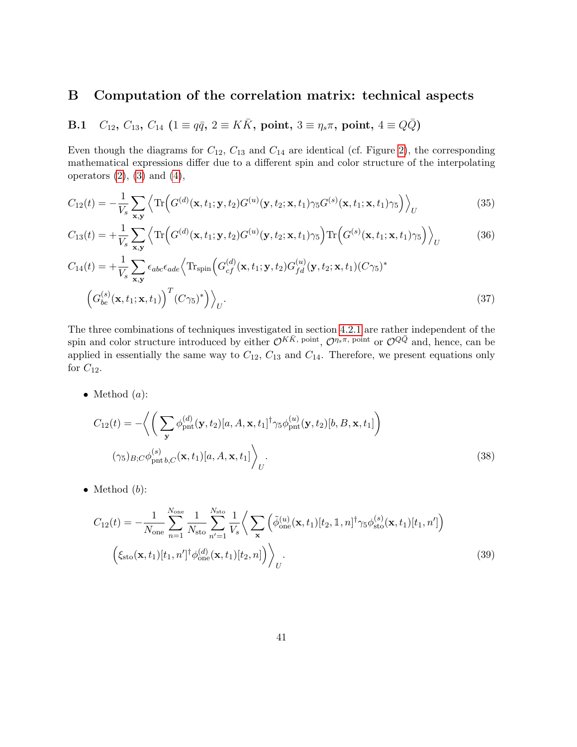## B Computation of the correlation matrix: technical aspects

### B.1 $C_{12}$, $C_{13}$, $C_{14}$ ($1 \equiv q\bar{q}$, $2 \equiv K\bar{K}$, point, $3 \equiv \eta_s\pi$, point, $4 \equiv Q\bar{Q}$)

Even though the diagrams for $C_{12}$, $C_{13}$ and $C_{14}$ are identical (cf. Figure 2), the corresponding mathematical expressions differ due to a different spin and color structure of the interpolating operators (2), (3) and (4),

$$C_{12}(t) = -\frac{1}{V_s}\sum_{\mathbf{x},\mathbf{y}}\Big\langle \mathrm{Tr}\Big(G^{(d)}(\mathbf{x},t_1;\mathbf{y},t_2)G^{(u)}(\mathbf{y},t_2;\mathbf{x},t_1)\gamma_5 G^{(s)}(\mathbf{x},t_1;\mathbf{x},t_1)\gamma_5\Big)\Big\rangle_U \tag{35}$$

$$C_{13}(t) = +\frac{1}{V_s}\sum_{\mathbf{x},\mathbf{y}}\Big\langle \mathrm{Tr}\Big(G^{(d)}(\mathbf{x},t_1;\mathbf{y},t_2)G^{(u)}(\mathbf{y},t_2;\mathbf{x},t_1)\gamma_5\Big)\mathrm{Tr}\Big(G^{(s)}(\mathbf{x},t_1;\mathbf{x},t_1)\gamma_5\Big)\Big\rangle_U \tag{36}$$

$$C_{14}(t) = +\frac{1}{V_s}\sum_{\mathbf{x},\mathbf{y}}\epsilon_{abc}\epsilon_{ade}\Big\langle \mathrm{Tr}_{\mathrm{spin}}\Big(G^{(d)}_{cf}(\mathbf{x},t_1;\mathbf{y},t_2)G^{(u)}_{fd}(\mathbf{y},t_2;\mathbf{x},t_1)(C\gamma_5)^* \\ \Big(G^{(s)}_{be}(\mathbf{x},t_1;\mathbf{x},t_1)\Big)^T(C\gamma_5)^*\Big)\Big\rangle_U. \tag{37}$$

The three combinations of techniques investigated in section 4.2.1 are rather independent of the spin and color structure introduced by either $\mathcal{O}^{K\bar{K},\,\mathrm{point}}$, $\mathcal{O}^{\eta_s\pi,\,\mathrm{point}}$ or $\mathcal{O}^{Q\bar{Q}}$ and, hence, can be applied in essentially the same way to $C_{12}$, $C_{13}$ and $C_{14}$. Therefore, we present equations only for $C_{12}$.

- Method $(a)$:

$$C_{12}(t) = -\Big\langle\Big(\sum_{\mathbf{y}}\phi^{(d)}_{\mathrm{pnt}}(\mathbf{y},t_2)[a,A,\mathbf{x},t_1]^\dagger\gamma_5\phi^{(u)}_{\mathrm{pnt}}(\mathbf{y},t_2)[b,B,\mathbf{x},t_1]\Big) \\ (\gamma_5)_{B;C}\phi^{(s)}_{\mathrm{pnt}\,b,C}(\mathbf{x},t_1)[a,A,\mathbf{x},t_1]\Big\rangle_U. \tag{38}$$

- Method $(b)$:

$$C_{12}(t) = -\frac{1}{N_{\mathrm{one}}}\sum_{n=1}^{N_{\mathrm{one}}}\frac{1}{N_{\mathrm{sto}}}\sum_{n'=1}^{N_{\mathrm{sto}}}\frac{1}{V_s}\Big\langle\sum_{\mathbf{x}}\Big(\tilde{\phi}^{(u)}_{\mathrm{one}}(\mathbf{x},t_1)[t_2,\mathbb{1},n]^\dagger\gamma_5\phi^{(s)}_{\mathrm{sto}}(\mathbf{x},t_1)[t_1,n']\Big) \\ \Big(\xi_{\mathrm{sto}}(\mathbf{x},t_1)[t_1,n']^\dagger\phi^{(d)}_{\mathrm{one}}(\mathbf{x},t_1)[t_2,n]\Big)\Big\rangle_U. \tag{39}$$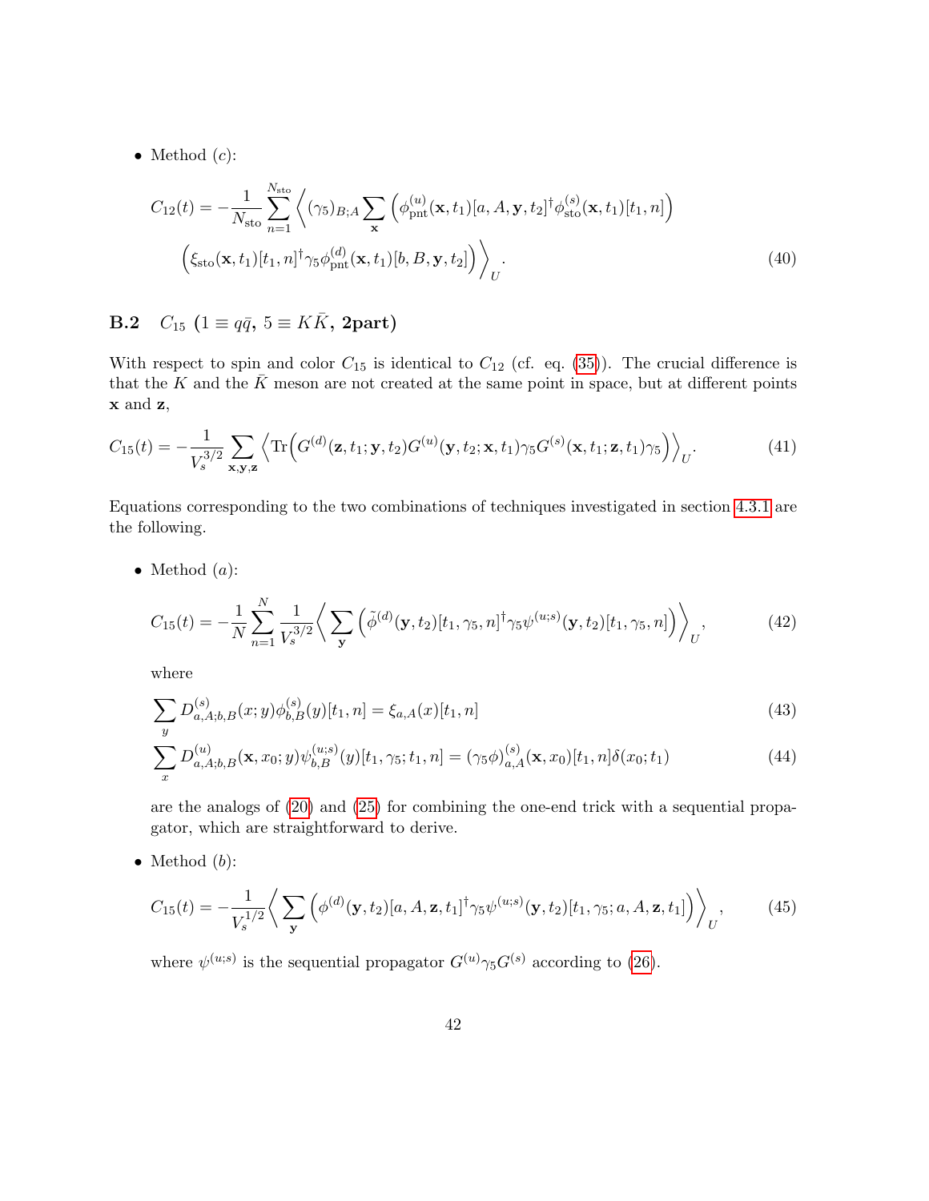- Method $(c)$:

$$C_{12}(t) = -\frac{1}{N_{\text{sto}}} \sum_{n=1}^{N_{\text{sto}}} \bigg\langle (\gamma_5)_{B;A} \sum_{\mathbf{x}} \Big( \phi_{\text{pnt}}^{(u)}(\mathbf{x}, t_1)[a, A, \mathbf{y}, t_2]^\dagger \phi_{\text{sto}}^{(s)}(\mathbf{x}, t_1)[t_1, n] \Big)$$
$$\Big( \xi_{\text{sto}}(\mathbf{x}, t_1)[t_1, n]^\dagger \gamma_5 \phi_{\text{pnt}}^{(d)}(\mathbf{x}, t_1)[b, B, \mathbf{y}, t_2] \Big) \bigg\rangle_U . \tag{40}$$

### B.2 $C_{15}$ ($1 \equiv q\bar{q}$, $5 \equiv K\bar{K}$, 2part)

With respect to spin and color $C_{15}$ is identical to $C_{12}$ (cf. eq. (35)). The crucial difference is that the $K$ and the $\bar{K}$ meson are not created at the same point in space, but at different points $\mathbf{x}$ and $\mathbf{z}$,

$$C_{15}(t) = -\frac{1}{V_s^{3/2}} \sum_{\mathbf{x},\mathbf{y},\mathbf{z}} \Big\langle \text{Tr}\Big( G^{(d)}(\mathbf{z}, t_1; \mathbf{y}, t_2) G^{(u)}(\mathbf{y}, t_2; \mathbf{x}, t_1) \gamma_5 G^{(s)}(\mathbf{x}, t_1; \mathbf{z}, t_1) \gamma_5 \Big) \Big\rangle_U . \tag{41}$$

Equations corresponding to the two combinations of techniques investigated in section 4.3.1 are the following.

- Method $(a)$:

$$C_{15}(t) = -\frac{1}{N} \sum_{n=1}^{N} \frac{1}{V_s^{3/2}} \bigg\langle \sum_{\mathbf{y}} \Big( \tilde{\phi}^{(d)}(\mathbf{y}, t_2)[t_1, \gamma_5, n]^\dagger \gamma_5 \psi^{(u;s)}(\mathbf{y}, t_2)[t_1, \gamma_5, n] \Big) \bigg\rangle_U , \tag{42}$$

where

$$\sum_y D_{a,A;b,B}^{(s)}(x; y) \phi_{b,B}^{(s)}(y)[t_1, n] = \xi_{a,A}(x)[t_1, n] \tag{43}$$

$$\sum_x D_{a,A;b,B}^{(u)}(\mathbf{x}, x_0; y) \psi_{b,B}^{(u;s)}(y)[t_1, \gamma_5; t_1, n] = (\gamma_5 \phi)_{a,A}^{(s)}(\mathbf{x}, x_0)[t_1, n] \delta(x_0; t_1) \tag{44}$$

are the analogs of (20) and (25) for combining the one-end trick with a sequential propagator, which are straightforward to derive.

- Method $(b)$:

$$C_{15}(t) = -\frac{1}{V_s^{1/2}} \bigg\langle \sum_{\mathbf{y}} \Big( \phi^{(d)}(\mathbf{y}, t_2)[a, A, \mathbf{z}, t_1]^\dagger \gamma_5 \psi^{(u;s)}(\mathbf{y}, t_2)[t_1, \gamma_5; a, A, \mathbf{z}, t_1] \Big) \bigg\rangle_U , \tag{45}$$

where $\psi^{(u;s)}$ is the sequential propagator $G^{(u)} \gamma_5 G^{(s)}$ according to (26).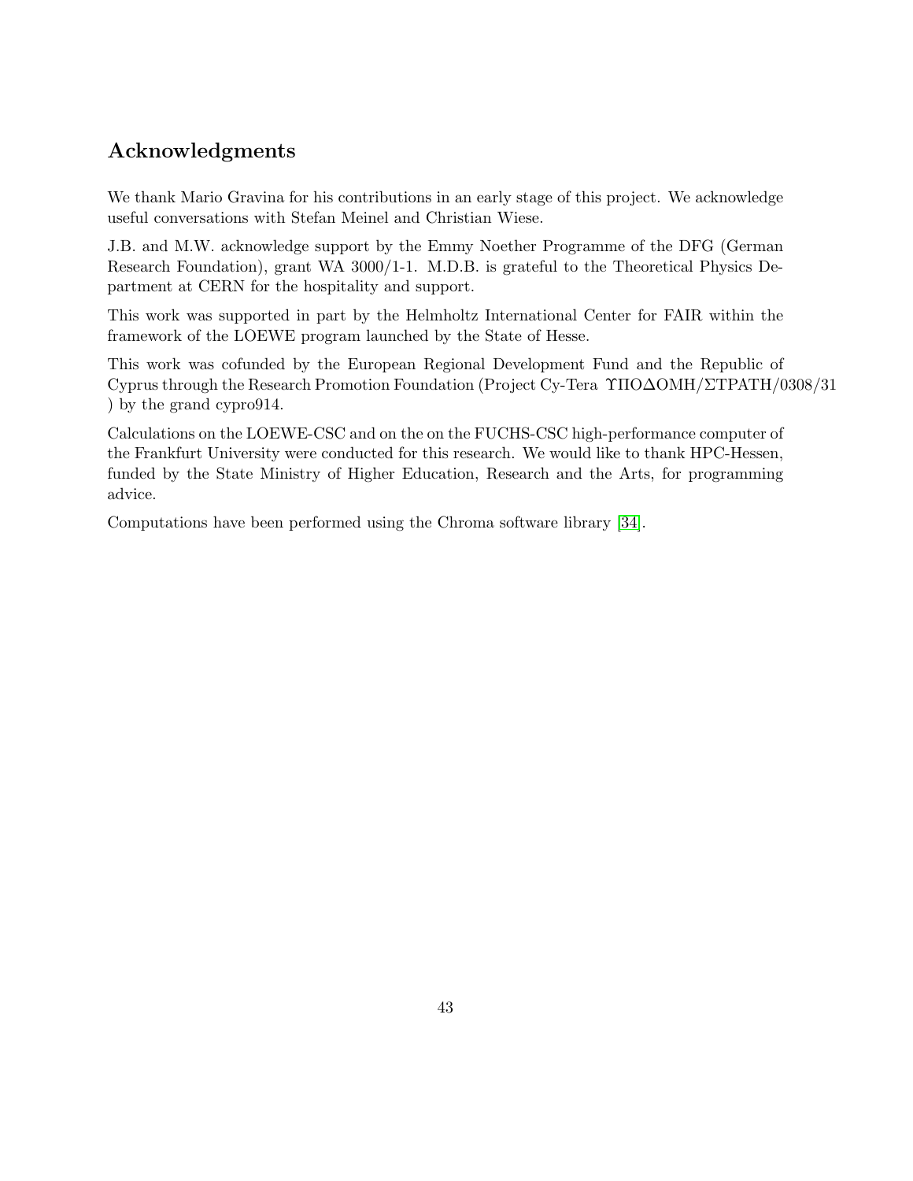## Acknowledgments

We thank Mario Gravina for his contributions in an early stage of this project. We acknowledge useful conversations with Stefan Meinel and Christian Wiese.

J.B. and M.W. acknowledge support by the Emmy Noether Programme of the DFG (German Research Foundation), grant WA 3000/1-1. M.D.B. is grateful to the Theoretical Physics Department at CERN for the hospitality and support.

This work was supported in part by the Helmholtz International Center for FAIR within the framework of the LOEWE program launched by the State of Hesse.

This work was cofunded by the European Regional Development Fund and the Republic of Cyprus through the Research Promotion Foundation (Project Cy-Tera ΥΠΟΔΟΜΗ/ΣΤΡΑΤΗ/0308/31 ) by the grand cypro914.

Calculations on the LOEWE-CSC and on the on the FUCHS-CSC high-performance computer of the Frankfurt University were conducted for this research. We would like to thank HPC-Hessen, funded by the State Ministry of Higher Education, Research and the Arts, for programming advice.

Computations have been performed using the Chroma software library [34].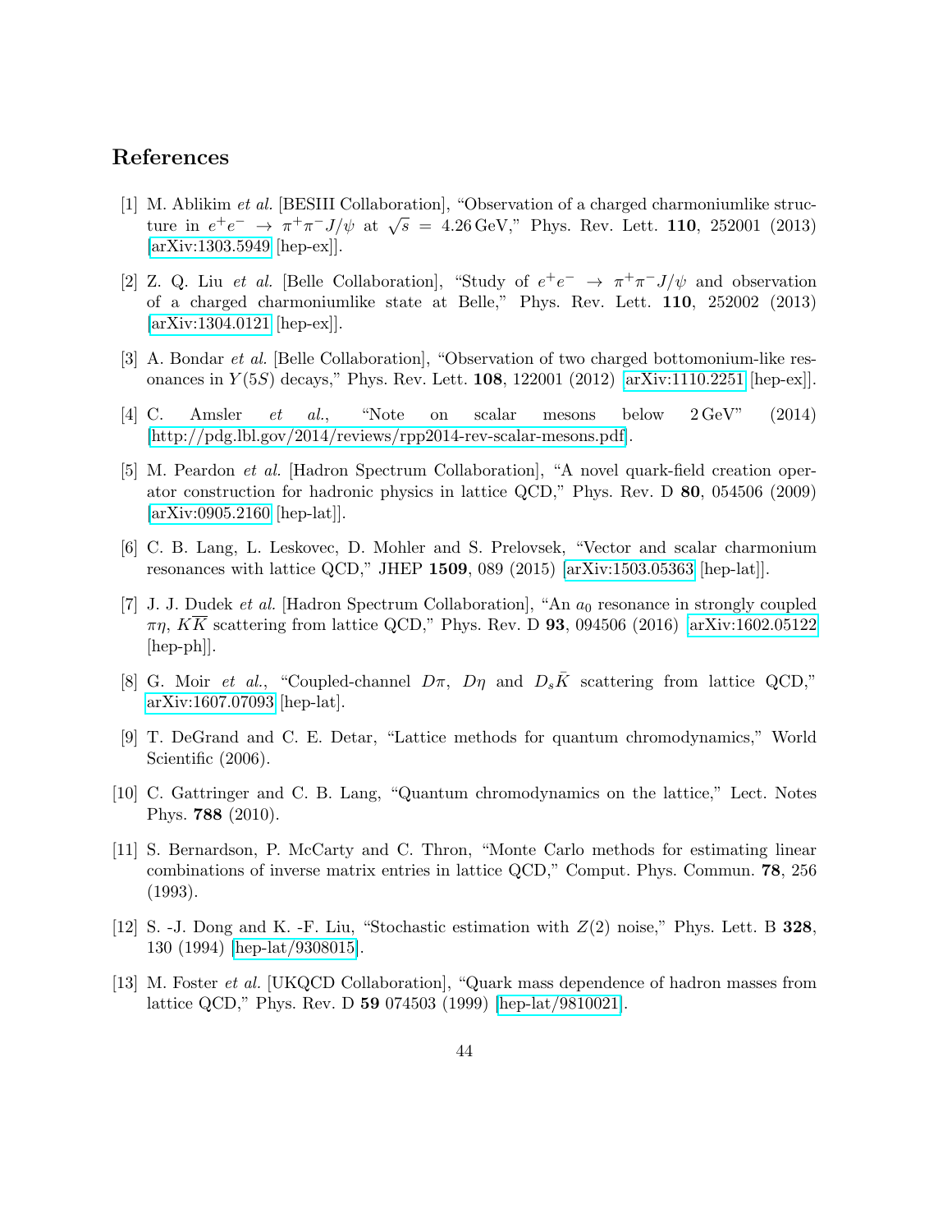## References

[1] M. Ablikim *et al.* [BESIII Collaboration], "Observation of a charged charmoniumlike structure in $e^+e^- \to \pi^+\pi^- J/\psi$ at $\sqrt{s} = 4.26\,\text{GeV}$," Phys. Rev. Lett. **110**, 252001 (2013) [arXiv:1303.5949 [hep-ex]].

[2] Z. Q. Liu *et al.* [Belle Collaboration], "Study of $e^+e^- \to \pi^+\pi^- J/\psi$ and observation of a charged charmoniumlike state at Belle," Phys. Rev. Lett. **110**, 252002 (2013) [arXiv:1304.0121 [hep-ex]].

[3] A. Bondar *et al.* [Belle Collaboration], "Observation of two charged bottomonium-like resonances in $Y(5S)$ decays," Phys. Rev. Lett. **108**, 122001 (2012) [arXiv:1110.2251 [hep-ex]].

[4] C. Amsler *et al.*, "Note on scalar mesons below $2\,\text{GeV}$" (2014) [http://pdg.lbl.gov/2014/reviews/rpp2014-rev-scalar-mesons.pdf].

[5] M. Peardon *et al.* [Hadron Spectrum Collaboration], "A novel quark-field creation operator construction for hadronic physics in lattice QCD," Phys. Rev. D **80**, 054506 (2009) [arXiv:0905.2160 [hep-lat]].

[6] C. B. Lang, L. Leskovec, D. Mohler and S. Prelovsek, "Vector and scalar charmonium resonances with lattice QCD," JHEP **1509**, 089 (2015) [arXiv:1503.05363 [hep-lat]].

[7] J. J. Dudek *et al.* [Hadron Spectrum Collaboration], "An $a_0$ resonance in strongly coupled $\pi\eta$, $K\overline{K}$ scattering from lattice QCD," Phys. Rev. D **93**, 094506 (2016) [arXiv:1602.05122 [hep-ph]].

[8] G. Moir *et al.*, "Coupled-channel $D\pi$, $D\eta$ and $D_s\bar{K}$ scattering from lattice QCD," arXiv:1607.07093 [hep-lat].

[9] T. DeGrand and C. E. Detar, "Lattice methods for quantum chromodynamics," World Scientific (2006).

[10] C. Gattringer and C. B. Lang, "Quantum chromodynamics on the lattice," Lect. Notes Phys. **788** (2010).

[11] S. Bernardson, P. McCarty and C. Thron, "Monte Carlo methods for estimating linear combinations of inverse matrix entries in lattice QCD," Comput. Phys. Commun. **78**, 256 (1993).

[12] S. -J. Dong and K. -F. Liu, "Stochastic estimation with $Z(2)$ noise," Phys. Lett. B **328**, 130 (1994) [hep-lat/9308015].

[13] M. Foster *et al.* [UKQCD Collaboration], "Quark mass dependence of hadron masses from lattice QCD," Phys. Rev. D **59** 074503 (1999) [hep-lat/9810021].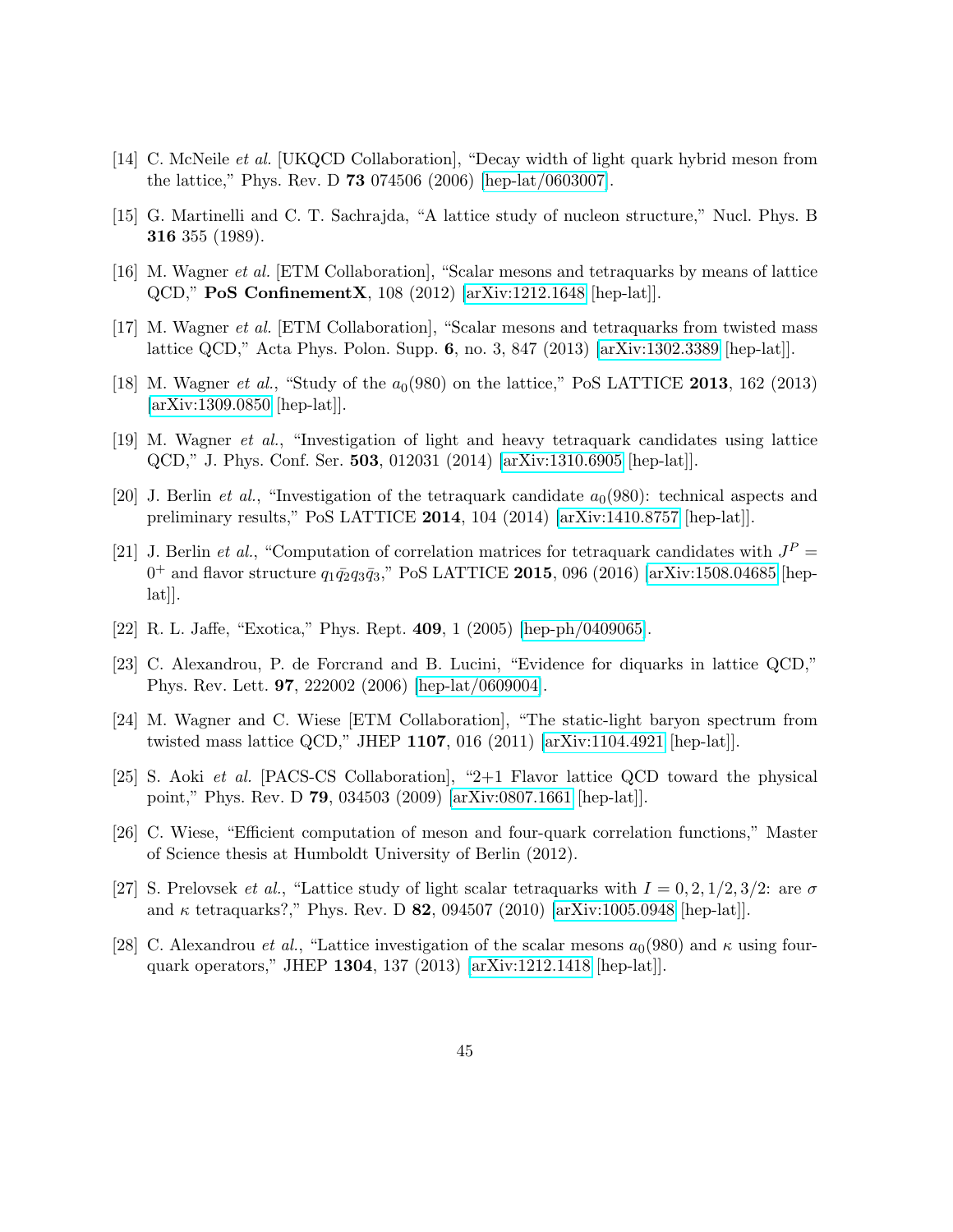[14] C. McNeile *et al.* [UKQCD Collaboration], "Decay width of light quark hybrid meson from the lattice," Phys. Rev. D **73** 074506 (2006) [hep-lat/0603007].

[15] G. Martinelli and C. T. Sachrajda, "A lattice study of nucleon structure," Nucl. Phys. B **316** 355 (1989).

[16] M. Wagner *et al.* [ETM Collaboration], "Scalar mesons and tetraquarks by means of lattice QCD," **PoS ConfinementX**, 108 (2012) [arXiv:1212.1648 [hep-lat]].

[17] M. Wagner *et al.* [ETM Collaboration], "Scalar mesons and tetraquarks from twisted mass lattice QCD," Acta Phys. Polon. Supp. **6**, no. 3, 847 (2013) [arXiv:1302.3389 [hep-lat]].

[18] M. Wagner *et al.*, "Study of the $a_0(980)$ on the lattice," PoS LATTICE **2013**, 162 (2013) [arXiv:1309.0850 [hep-lat]].

[19] M. Wagner *et al.*, "Investigation of light and heavy tetraquark candidates using lattice QCD," J. Phys. Conf. Ser. **503**, 012031 (2014) [arXiv:1310.6905 [hep-lat]].

[20] J. Berlin *et al.*, "Investigation of the tetraquark candidate $a_0(980)$: technical aspects and preliminary results," PoS LATTICE **2014**, 104 (2014) [arXiv:1410.8757 [hep-lat]].

[21] J. Berlin *et al.*, "Computation of correlation matrices for tetraquark candidates with $J^P = 0^+$ and flavor structure $q_1\bar{q}_2q_3\bar{q}_3$," PoS LATTICE **2015**, 096 (2016) [arXiv:1508.04685 [hep-lat]].

[22] R. L. Jaffe, "Exotica," Phys. Rept. **409**, 1 (2005) [hep-ph/0409065].

[23] C. Alexandrou, P. de Forcrand and B. Lucini, "Evidence for diquarks in lattice QCD," Phys. Rev. Lett. **97**, 222002 (2006) [hep-lat/0609004].

[24] M. Wagner and C. Wiese [ETM Collaboration], "The static-light baryon spectrum from twisted mass lattice QCD," JHEP **1107**, 016 (2011) [arXiv:1104.4921 [hep-lat]].

[25] S. Aoki *et al.* [PACS-CS Collaboration], "2+1 Flavor lattice QCD toward the physical point," Phys. Rev. D **79**, 034503 (2009) [arXiv:0807.1661 [hep-lat]].

[26] C. Wiese, "Efficient computation of meson and four-quark correlation functions," Master of Science thesis at Humboldt University of Berlin (2012).

[27] S. Prelovsek *et al.*, "Lattice study of light scalar tetraquarks with $I = 0, 2, 1/2, 3/2$: are $\sigma$ and $\kappa$ tetraquarks?," Phys. Rev. D **82**, 094507 (2010) [arXiv:1005.0948 [hep-lat]].

[28] C. Alexandrou *et al.*, "Lattice investigation of the scalar mesons $a_0(980)$ and $\kappa$ using four-quark operators," JHEP **1304**, 137 (2013) [arXiv:1212.1418 [hep-lat]].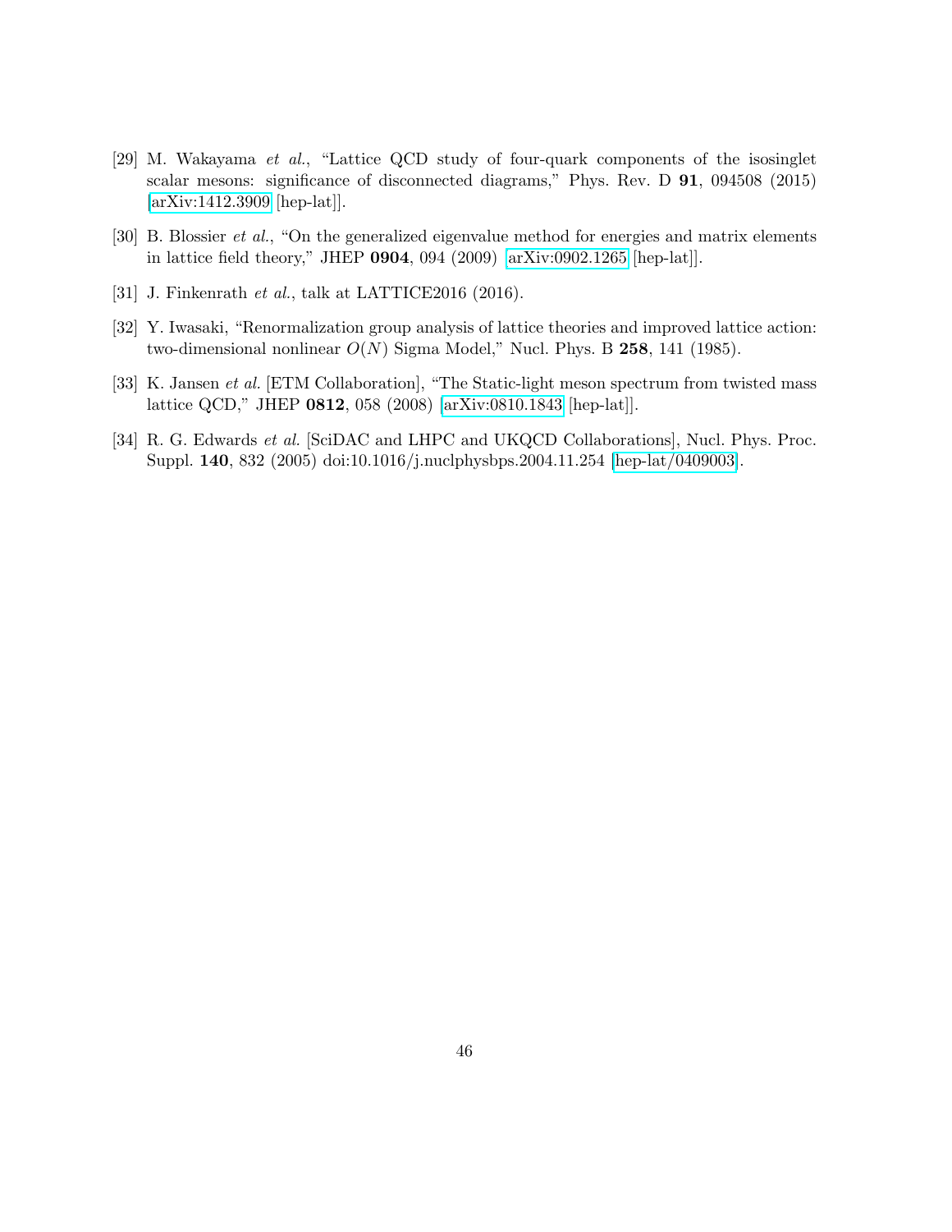[29] M. Wakayama *et al.*, "Lattice QCD study of four-quark components of the isosinglet scalar mesons: significance of disconnected diagrams," Phys. Rev. D **91**, 094508 (2015) [arXiv:1412.3909 [hep-lat]].

[30] B. Blossier *et al.*, "On the generalized eigenvalue method for energies and matrix elements in lattice field theory," JHEP **0904**, 094 (2009) [arXiv:0902.1265 [hep-lat]].

[31] J. Finkenrath *et al.*, talk at LATTICE2016 (2016).

[32] Y. Iwasaki, "Renormalization group analysis of lattice theories and improved lattice action: two-dimensional nonlinear $O(N)$ Sigma Model," Nucl. Phys. B **258**, 141 (1985).

[33] K. Jansen *et al.* [ETM Collaboration], "The Static-light meson spectrum from twisted mass lattice QCD," JHEP **0812**, 058 (2008) [arXiv:0810.1843 [hep-lat]].

[34] R. G. Edwards *et al.* [SciDAC and LHPC and UKQCD Collaborations], Nucl. Phys. Proc. Suppl. **140**, 832 (2005) doi:10.1016/j.nuclphysbps.2004.11.254 [hep-lat/0409003].